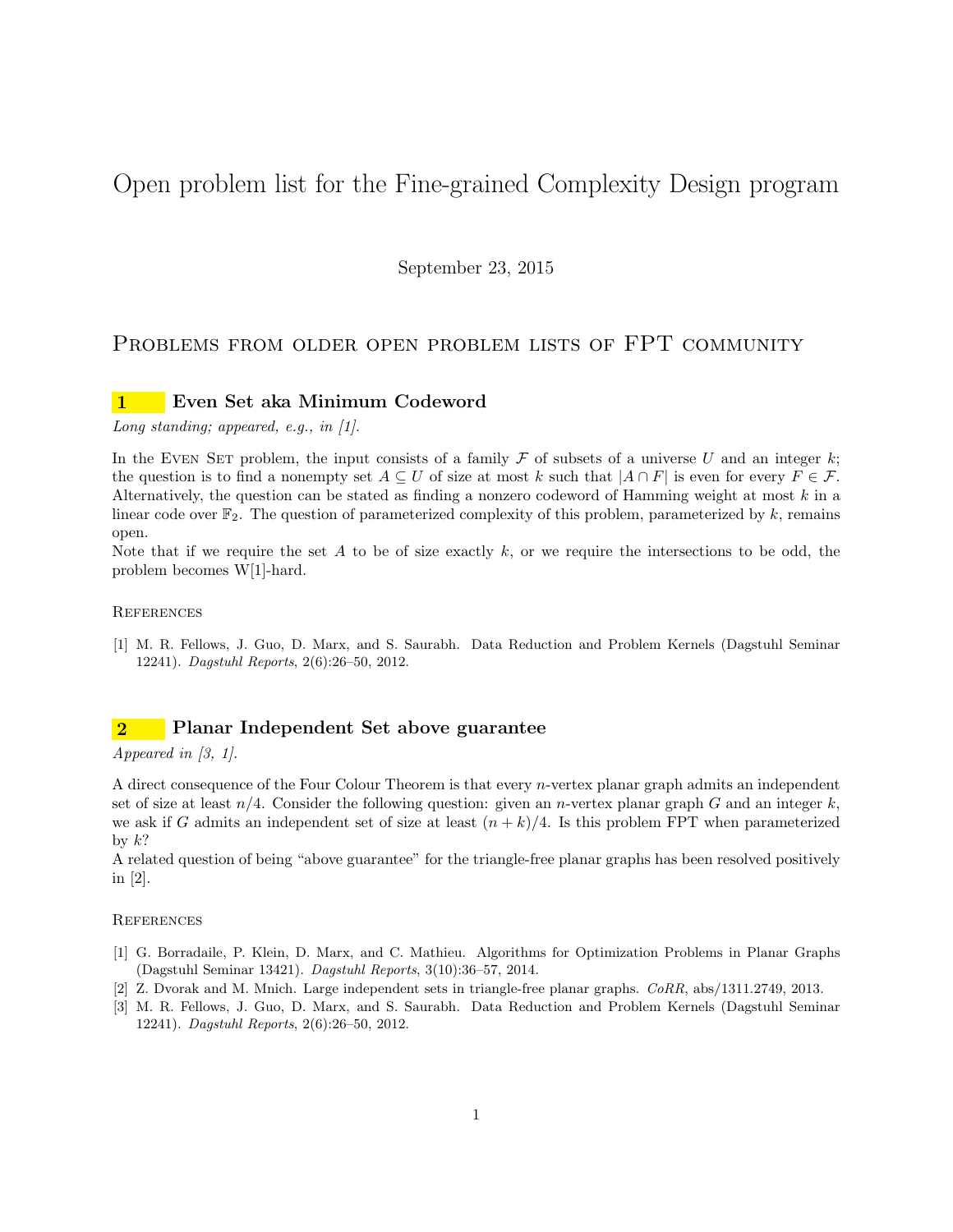# Open problem list for the Fine-grained Complexity Design program

September 23, 2015

## Problems from older open problem lists of FPT community

### 1 Even Set aka Minimum Codeword

*Long standing; appeared, e.g., in [1].*

In the Even Set problem, the input consists of a family $\mathcal{F}$ of subsets of a universe $U$ and an integer $k$; the question is to find a nonempty set $A \subseteq U$ of size at most $k$ such that $|A \cap F|$ is even for every $F \in \mathcal{F}$. Alternatively, the question can be stated as finding a nonzero codeword of Hamming weight at most $k$ in a linear code over $\mathbb{F}_2$. The question of parameterized complexity of this problem, parameterized by $k$, remains open.

Note that if we require the set $A$ to be of size exactly $k$, or we require the intersections to be odd, the problem becomes W[1]-hard.

#### References

[1] M. R. Fellows, J. Guo, D. Marx, and S. Saurabh. Data Reduction and Problem Kernels (Dagstuhl Seminar 12241). *Dagstuhl Reports*, 2(6):26–50, 2012.

### 2 Planar Independent Set above guarantee

*Appeared in [3, 1].*

A direct consequence of the Four Colour Theorem is that every $n$-vertex planar graph admits an independent set of size at least $n/4$. Consider the following question: given an $n$-vertex planar graph $G$ and an integer $k$, we ask if $G$ admits an independent set of size at least $(n+k)/4$. Is this problem FPT when parameterized by $k$?

A related question of being "above guarantee" for the triangle-free planar graphs has been resolved positively in [2].

#### References

[1] G. Borradaile, P. Klein, D. Marx, and C. Mathieu. Algorithms for Optimization Problems in Planar Graphs (Dagstuhl Seminar 13421). *Dagstuhl Reports*, 3(10):36–57, 2014.

[2] Z. Dvorak and M. Mnich. Large independent sets in triangle-free planar graphs. *CoRR*, abs/1311.2749, 2013.

[3] M. R. Fellows, J. Guo, D. Marx, and S. Saurabh. Data Reduction and Problem Kernels (Dagstuhl Seminar 12241). *Dagstuhl Reports*, 2(6):26–50, 2012.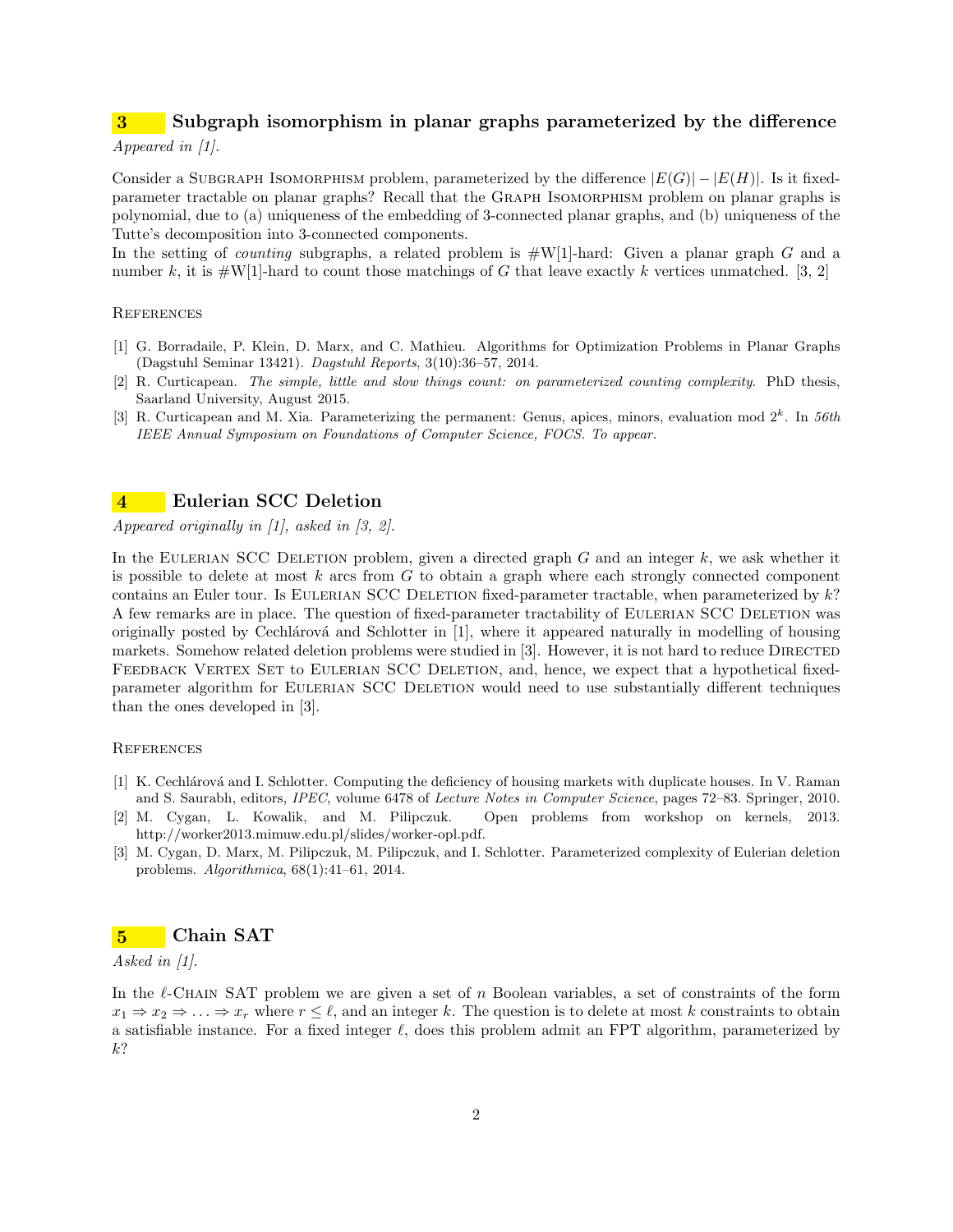## 3 Subgraph isomorphism in planar graphs parameterized by the difference

*Appeared in [1].*

Consider a Subgraph Isomorphism problem, parameterized by the difference $|E(G)| - |E(H)|$. Is it fixed-parameter tractable on planar graphs? Recall that the Graph Isomorphism problem on planar graphs is polynomial, due to (a) uniqueness of the embedding of 3-connected planar graphs, and (b) uniqueness of the Tutte's decomposition into 3-connected components.

In the setting of *counting* subgraphs, a related problem is #W[1]-hard: Given a planar graph $G$ and a number $k$, it is #W[1]-hard to count those matchings of $G$ that leave exactly $k$ vertices unmatched. [3, 2]

### References

[1] G. Borradaile, P. Klein, D. Marx, and C. Mathieu. Algorithms for Optimization Problems in Planar Graphs (Dagstuhl Seminar 13421). *Dagstuhl Reports*, 3(10):36–57, 2014.

[2] R. Curticapean. *The simple, little and slow things count: on parameterized counting complexity.* PhD thesis, Saarland University, August 2015.

[3] R. Curticapean and M. Xia. Parameterizing the permanent: Genus, apices, minors, evaluation mod $2^k$. In *56th IEEE Annual Symposium on Foundations of Computer Science, FOCS. To appear.*

## 4 Eulerian SCC Deletion

*Appeared originally in [1], asked in [3, 2].*

In the Eulerian SCC Deletion problem, given a directed graph $G$ and an integer $k$, we ask whether it is possible to delete at most $k$ arcs from $G$ to obtain a graph where each strongly connected component contains an Euler tour. Is Eulerian SCC Deletion fixed-parameter tractable, when parameterized by $k$? A few remarks are in place. The question of fixed-parameter tractability of Eulerian SCC Deletion was originally posted by Cechlárová and Schlotter in [1], where it appeared naturally in modelling of housing markets. Somehow related deletion problems were studied in [3]. However, it is not hard to reduce Directed Feedback Vertex Set to Eulerian SCC Deletion, and, hence, we expect that a hypothetical fixed-parameter algorithm for Eulerian SCC Deletion would need to use substantially different techniques than the ones developed in [3].

### References

[1] K. Cechlárová and I. Schlotter. Computing the deficiency of housing markets with duplicate houses. In V. Raman and S. Saurabh, editors, *IPEC*, volume 6478 of *Lecture Notes in Computer Science*, pages 72–83. Springer, 2010.

[2] M. Cygan, L. Kowalik, and M. Pilipczuk. Open problems from workshop on kernels, 2013. http://worker2013.mimuw.edu.pl/slides/worker-opl.pdf.

[3] M. Cygan, D. Marx, M. Pilipczuk, M. Pilipczuk, and I. Schlotter. Parameterized complexity of Eulerian deletion problems. *Algorithmica*, 68(1):41–61, 2014.

## 5 Chain SAT

*Asked in [1].*

In the $\ell$-Chain SAT problem we are given a set of $n$ Boolean variables, a set of constraints of the form $x_1 \Rightarrow x_2 \Rightarrow \ldots \Rightarrow x_r$ where $r \leq \ell$, and an integer $k$. The question is to delete at most $k$ constraints to obtain a satisfiable instance. For a fixed integer $\ell$, does this problem admit an FPT algorithm, parameterized by $k$?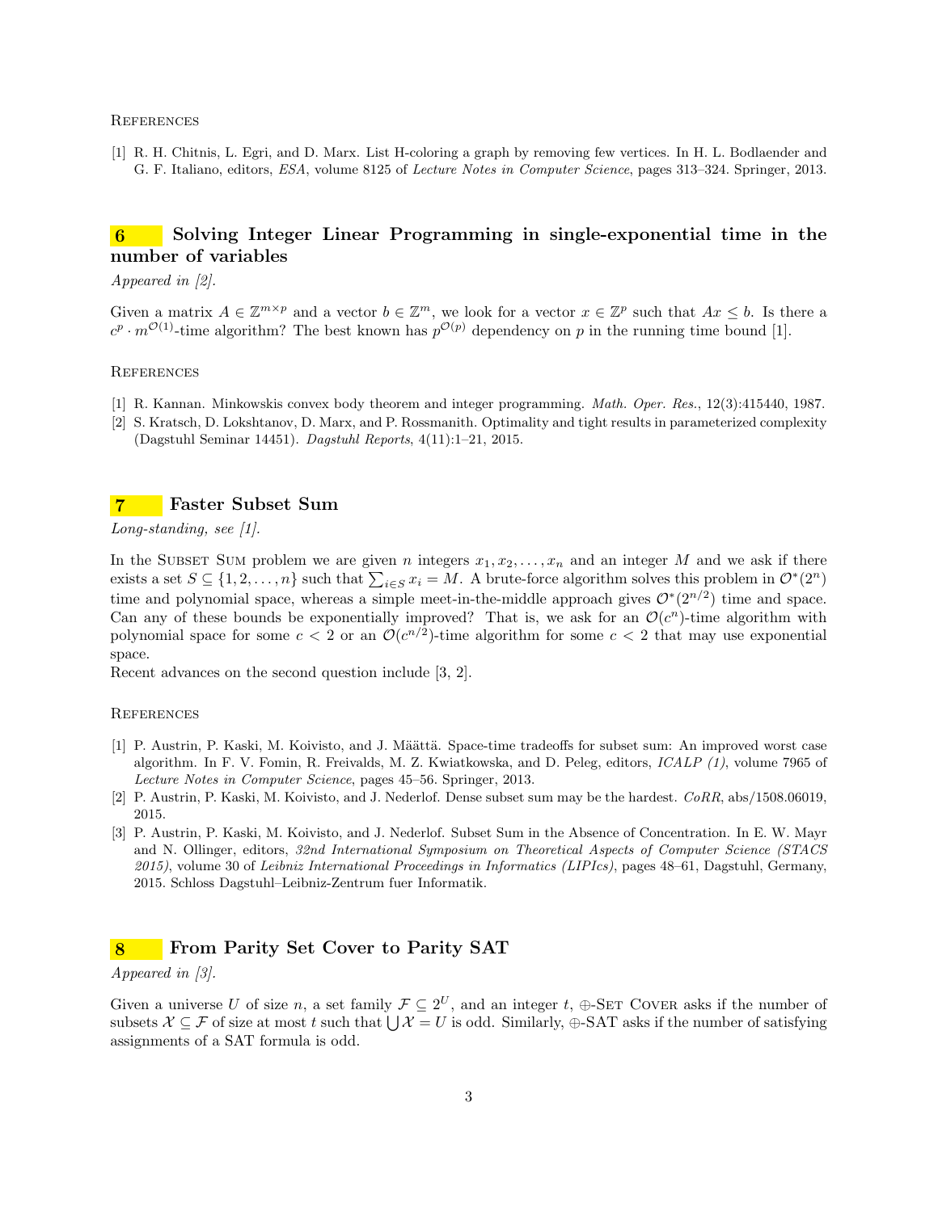## References

[1] R. H. Chitnis, L. Egri, and D. Marx. List H-coloring a graph by removing few vertices. In H. L. Bodlaender and G. F. Italiano, editors, *ESA*, volume 8125 of *Lecture Notes in Computer Science*, pages 313–324. Springer, 2013.

## 6 Solving Integer Linear Programming in single-exponential time in the number of variables

*Appeared in [2].*

Given a matrix $A \in \mathbb{Z}^{m \times p}$ and a vector $b \in \mathbb{Z}^m$, we look for a vector $x \in \mathbb{Z}^p$ such that $Ax \le b$. Is there a $c^p \cdot m^{\mathcal{O}(1)}$-time algorithm? The best known has $p^{\mathcal{O}(p)}$ dependency on $p$ in the running time bound [1].

## References

[1] R. Kannan. Minkowskis convex body theorem and integer programming. *Math. Oper. Res.*, 12(3):415440, 1987.

[2] S. Kratsch, D. Lokshtanov, D. Marx, and P. Rossmanith. Optimality and tight results in parameterized complexity (Dagstuhl Seminar 14451). *Dagstuhl Reports*, 4(11):1–21, 2015.

## 7 Faster Subset Sum

*Long-standing, see [1].*

In the Subset Sum problem we are given $n$ integers $x_1, x_2, \ldots, x_n$ and an integer $M$ and we ask if there exists a set $S \subseteq \{1, 2, \ldots, n\}$ such that $\sum_{i \in S} x_i = M$. A brute-force algorithm solves this problem in $\mathcal{O}^*(2^n)$ time and polynomial space, whereas a simple meet-in-the-middle approach gives $\mathcal{O}^*(2^{n/2})$ time and space. Can any of these bounds be exponentially improved? That is, we ask for an $\mathcal{O}(c^n)$-time algorithm with polynomial space for some $c < 2$ or an $\mathcal{O}(c^{n/2})$-time algorithm for some $c < 2$ that may use exponential space.

Recent advances on the second question include [3, 2].

## References

[1] P. Austrin, P. Kaski, M. Koivisto, and J. Määttä. Space-time tradeoffs for subset sum: An improved worst case algorithm. In F. V. Fomin, R. Freivalds, M. Z. Kwiatkowska, and D. Peleg, editors, *ICALP (1)*, volume 7965 of *Lecture Notes in Computer Science*, pages 45–56. Springer, 2013.

[2] P. Austrin, P. Kaski, M. Koivisto, and J. Nederlof. Dense subset sum may be the hardest. *CoRR*, abs/1508.06019, 2015.

[3] P. Austrin, P. Kaski, M. Koivisto, and J. Nederlof. Subset Sum in the Absence of Concentration. In E. W. Mayr and N. Ollinger, editors, *32nd International Symposium on Theoretical Aspects of Computer Science (STACS 2015)*, volume 30 of *Leibniz International Proceedings in Informatics (LIPIcs)*, pages 48–61, Dagstuhl, Germany, 2015. Schloss Dagstuhl–Leibniz-Zentrum fuer Informatik.

## 8 From Parity Set Cover to Parity SAT

*Appeared in [3].*

Given a universe $U$ of size $n$, a set family $\mathcal{F} \subseteq 2^U$, and an integer $t$, $\oplus$-Set Cover asks if the number of subsets $\mathcal{X} \subseteq \mathcal{F}$ of size at most $t$ such that $\bigcup \mathcal{X} = U$ is odd. Similarly, $\oplus$-SAT asks if the number of satisfying assignments of a SAT formula is odd.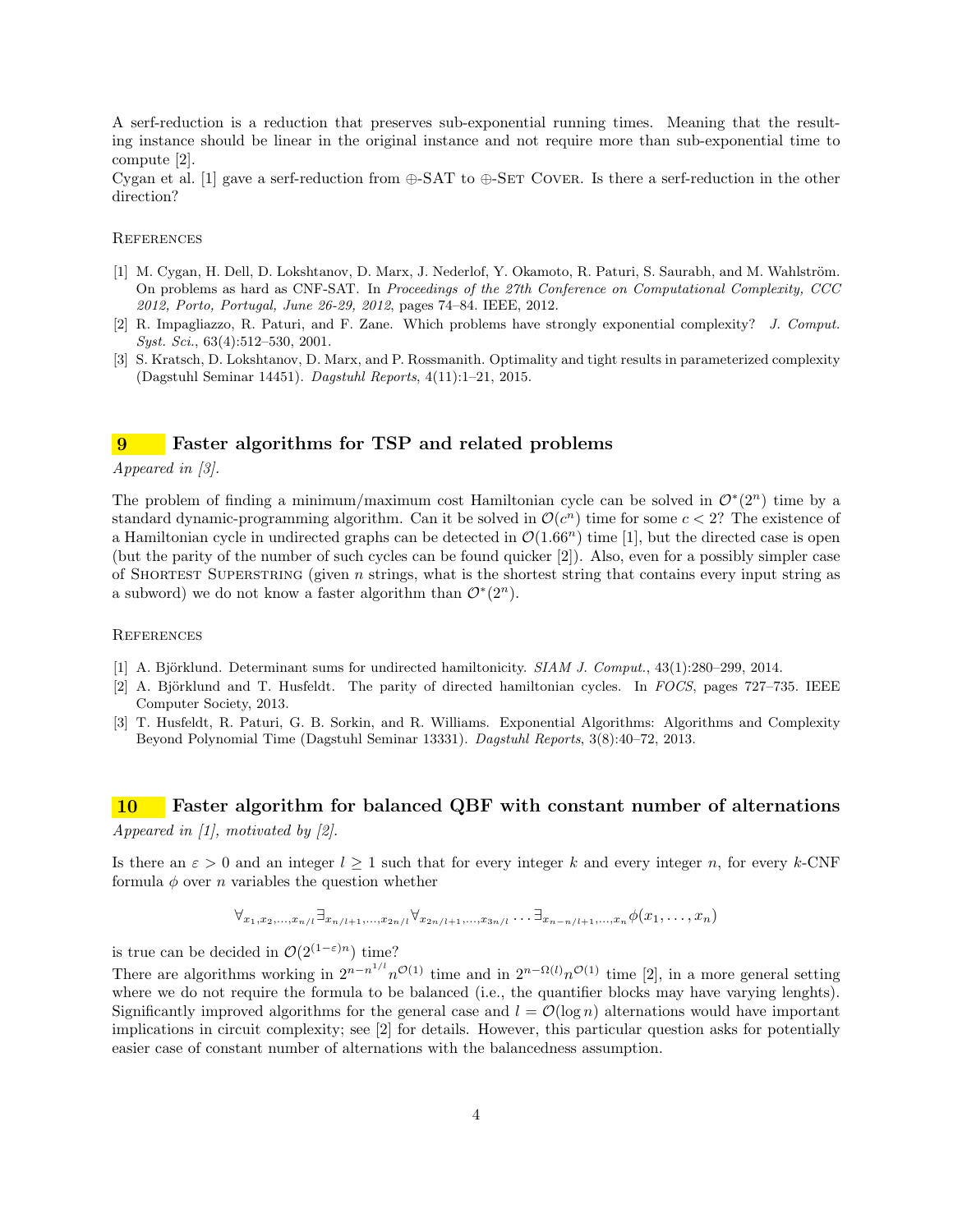A serf-reduction is a reduction that preserves sub-exponential running times. Meaning that the resulting instance should be linear in the original instance and not require more than sub-exponential time to compute [2].
Cygan et al. [1] gave a serf-reduction from ⊕-SAT to ⊕-Set Cover. Is there a serf-reduction in the other direction?

References

[1] M. Cygan, H. Dell, D. Lokshtanov, D. Marx, J. Nederlof, Y. Okamoto, R. Paturi, S. Saurabh, and M. Wahlström. On problems as hard as CNF-SAT. In *Proceedings of the 27th Conference on Computational Complexity, CCC 2012, Porto, Portugal, June 26-29, 2012*, pages 74–84. IEEE, 2012.
[2] R. Impagliazzo, R. Paturi, and F. Zane. Which problems have strongly exponential complexity? *J. Comput. Syst. Sci.*, 63(4):512–530, 2001.
[3] S. Kratsch, D. Lokshtanov, D. Marx, and P. Rossmanith. Optimality and tight results in parameterized complexity (Dagstuhl Seminar 14451). *Dagstuhl Reports*, 4(11):1–21, 2015.

## 9 Faster algorithms for TSP and related problems

*Appeared in [3].*

The problem of finding a minimum/maximum cost Hamiltonian cycle can be solved in $\mathcal{O}^*(2^n)$ time by a standard dynamic-programming algorithm. Can it be solved in $\mathcal{O}(c^n)$ time for some $c < 2$? The existence of a Hamiltonian cycle in undirected graphs can be detected in $\mathcal{O}(1.66^n)$ time [1], but the directed case is open (but the parity of the number of such cycles can be found quicker [2]). Also, even for a possibly simpler case of Shortest Superstring (given $n$ strings, what is the shortest string that contains every input string as a subword) we do not know a faster algorithm than $\mathcal{O}^*(2^n)$.

References

[1] A. Björklund. Determinant sums for undirected hamiltonicity. *SIAM J. Comput.*, 43(1):280–299, 2014.
[2] A. Björklund and T. Husfeldt. The parity of directed hamiltonian cycles. In *FOCS*, pages 727–735. IEEE Computer Society, 2013.
[3] T. Husfeldt, R. Paturi, G. B. Sorkin, and R. Williams. Exponential Algorithms: Algorithms and Complexity Beyond Polynomial Time (Dagstuhl Seminar 13331). *Dagstuhl Reports*, 3(8):40–72, 2013.

## 10 Faster algorithm for balanced QBF with constant number of alternations

*Appeared in [1], motivated by [2].*

Is there an $\varepsilon > 0$ and an integer $l \geq 1$ such that for every integer $k$ and every integer $n$, for every $k$-CNF formula $\phi$ over $n$ variables the question whether

$$\forall_{x_1,x_2,\ldots,x_{n/l}} \exists_{x_{n/l+1},\ldots,x_{2n/l}} \forall_{x_{2n/l+1},\ldots,x_{3n/l}} \ldots \exists_{x_{n-n/l+1},\ldots,x_n} \phi(x_1,\ldots,x_n)$$

is true can be decided in $\mathcal{O}(2^{(1-\varepsilon)n})$ time?
There are algorithms working in $2^{n-n^{1/l}} n^{\mathcal{O}(1)}$ time and in $2^{n-\Omega(l)} n^{\mathcal{O}(1)}$ time [2], in a more general setting where we do not require the formula to be balanced (i.e., the quantifier blocks may have varying lenghts). Significantly improved algorithms for the general case and $l = \mathcal{O}(\log n)$ alternations would have important implications in circuit complexity; see [2] for details. However, this particular question asks for potentially easier case of constant number of alternations with the balancedness assumption.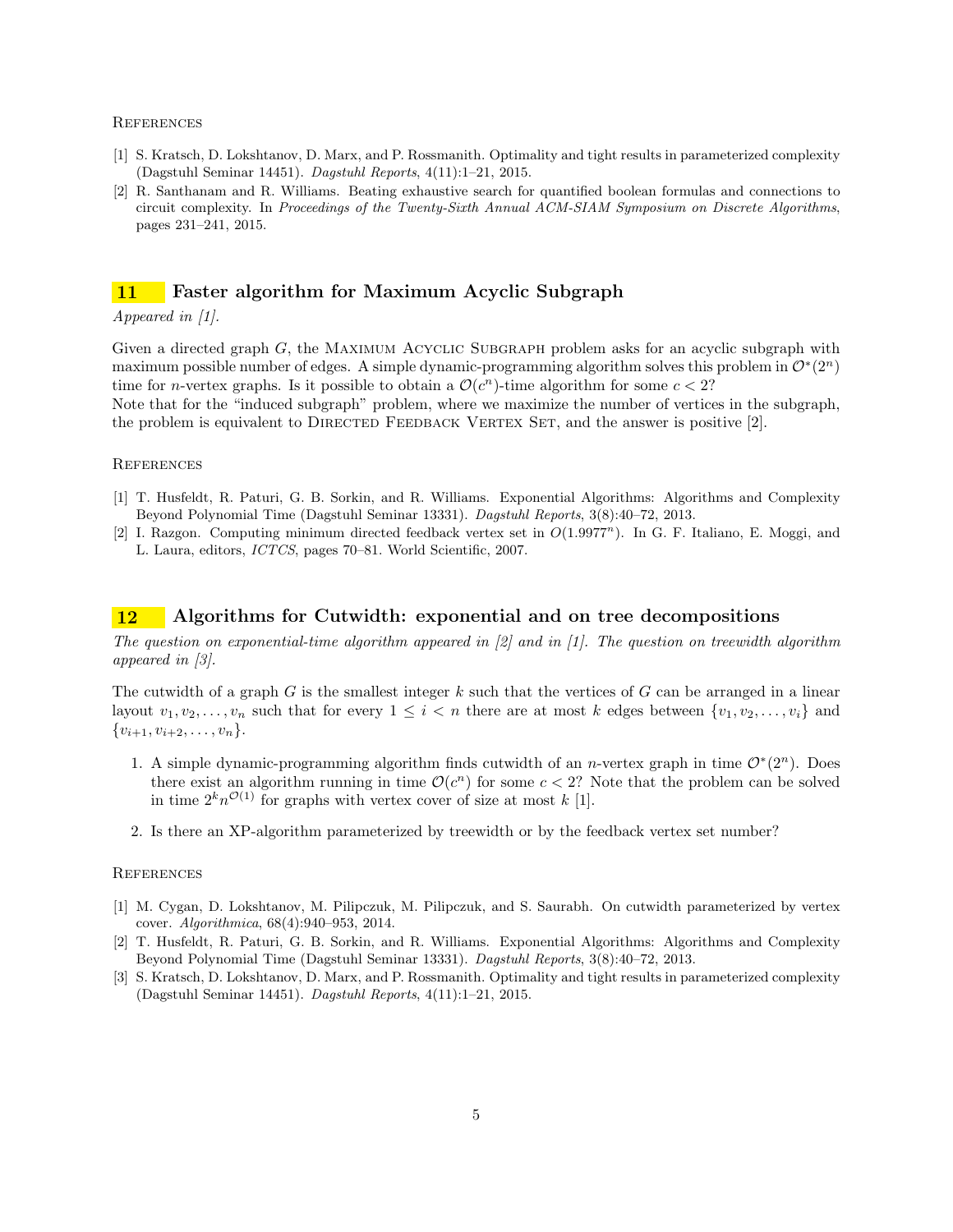### References

1. S. Kratsch, D. Lokshtanov, D. Marx, and P. Rossmanith. Optimality and tight results in parameterized complexity (Dagstuhl Seminar 14451). *Dagstuhl Reports*, 4(11):1–21, 2015.
2. R. Santhanam and R. Williams. Beating exhaustive search for quantified boolean formulas and connections to circuit complexity. In *Proceedings of the Twenty-Sixth Annual ACM-SIAM Symposium on Discrete Algorithms*, pages 231–241, 2015.

## 11 Faster algorithm for Maximum Acyclic Subgraph

*Appeared in [1].*

Given a directed graph $G$, the Maximum Acyclic Subgraph problem asks for an acyclic subgraph with maximum possible number of edges. A simple dynamic-programming algorithm solves this problem in $\mathcal{O}^*(2^n)$ time for $n$-vertex graphs. Is it possible to obtain a $\mathcal{O}(c^n)$-time algorithm for some $c < 2$?
Note that for the "induced subgraph" problem, where we maximize the number of vertices in the subgraph, the problem is equivalent to Directed Feedback Vertex Set, and the answer is positive [2].

### References

1. T. Husfeldt, R. Paturi, G. B. Sorkin, and R. Williams. Exponential Algorithms: Algorithms and Complexity Beyond Polynomial Time (Dagstuhl Seminar 13331). *Dagstuhl Reports*, 3(8):40–72, 2013.
2. I. Razgon. Computing minimum directed feedback vertex set in $O(1.9977^n)$. In G. F. Italiano, E. Moggi, and L. Laura, editors, *ICTCS*, pages 70–81. World Scientific, 2007.

## 12 Algorithms for Cutwidth: exponential and on tree decompositions

*The question on exponential-time algorithm appeared in [2] and in [1]. The question on treewidth algorithm appeared in [3].*

The cutwidth of a graph $G$ is the smallest integer $k$ such that the vertices of $G$ can be arranged in a linear layout $v_1, v_2, \ldots, v_n$ such that for every $1 \le i < n$ there are at most $k$ edges between $\{v_1, v_2, \ldots, v_i\}$ and $\{v_{i+1}, v_{i+2}, \ldots, v_n\}$.

1. A simple dynamic-programming algorithm finds cutwidth of an $n$-vertex graph in time $\mathcal{O}^*(2^n)$. Does there exist an algorithm running in time $\mathcal{O}(c^n)$ for some $c < 2$? Note that the problem can be solved in time $2^k n^{\mathcal{O}(1)}$ for graphs with vertex cover of size at most $k$ [1].
2. Is there an XP-algorithm parameterized by treewidth or by the feedback vertex set number?

### References

1. M. Cygan, D. Lokshtanov, M. Pilipczuk, M. Pilipczuk, and S. Saurabh. On cutwidth parameterized by vertex cover. *Algorithmica*, 68(4):940–953, 2014.
2. T. Husfeldt, R. Paturi, G. B. Sorkin, and R. Williams. Exponential Algorithms: Algorithms and Complexity Beyond Polynomial Time (Dagstuhl Seminar 13331). *Dagstuhl Reports*, 3(8):40–72, 2013.
3. S. Kratsch, D. Lokshtanov, D. Marx, and P. Rossmanith. Optimality and tight results in parameterized complexity (Dagstuhl Seminar 14451). *Dagstuhl Reports*, 4(11):1–21, 2015.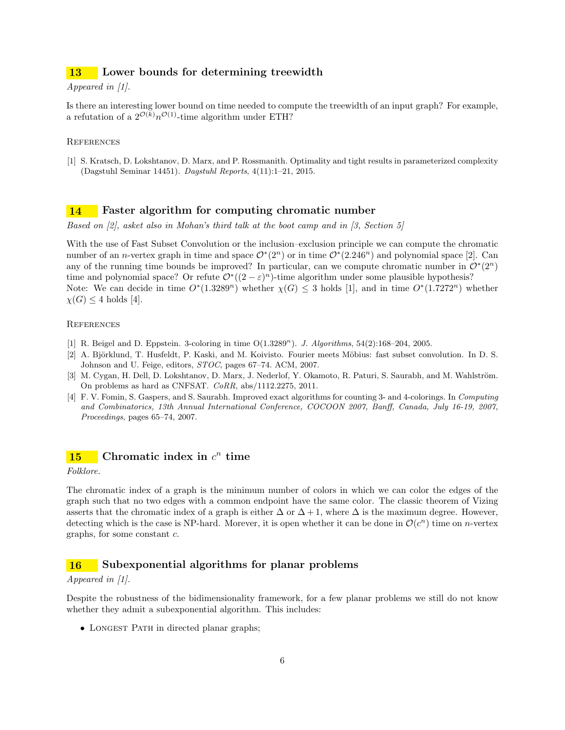## 13 Lower bounds for determining treewidth

*Appeared in [1].*

Is there an interesting lower bound on time needed to compute the treewidth of an input graph? For example, a refutation of a $2^{\mathcal{O}(k)}n^{\mathcal{O}(1)}$-time algorithm under ETH?

#### References

[1] S. Kratsch, D. Lokshtanov, D. Marx, and P. Rossmanith. Optimality and tight results in parameterized complexity (Dagstuhl Seminar 14451). *Dagstuhl Reports*, 4(11):1–21, 2015.

## 14 Faster algorithm for computing chromatic number

*Based on [2], asket also in Mohan's third talk at the boot camp and in [3, Section 5]*

With the use of Fast Subset Convolution or the inclusion–exclusion principle we can compute the chromatic number of an $n$-vertex graph in time and space $\mathcal{O}^*(2^n)$ or in time $\mathcal{O}^*(2.246^n)$ and polynomial space [2]. Can any of the running time bounds be improved? In particular, can we compute chromatic number in $\mathcal{O}^*(2^n)$ time and polynomial space? Or refute $\mathcal{O}^*((2-\varepsilon)^n)$-time algorithm under some plausible hypothesis?
Note: We can decide in time $O^*(1.3289^n)$ whether $\chi(G) \leq 3$ holds [1], and in time $O^*(1.7272^n)$ whether $\chi(G) \leq 4$ holds [4].

#### References

[1] R. Beigel and D. Eppstein. 3-coloring in time O($1.3289^n$). *J. Algorithms*, 54(2):168–204, 2005.

[2] A. Björklund, T. Husfeldt, P. Kaski, and M. Koivisto. Fourier meets Möbius: fast subset convolution. In D. S. Johnson and U. Feige, editors, *STOC*, pages 67–74. ACM, 2007.

[3] M. Cygan, H. Dell, D. Lokshtanov, D. Marx, J. Nederlof, Y. Okamoto, R. Paturi, S. Saurabh, and M. Wahlström. On problems as hard as CNFSAT. *CoRR*, abs/1112.2275, 2011.

[4] F. V. Fomin, S. Gaspers, and S. Saurabh. Improved exact algorithms for counting 3- and 4-colorings. In *Computing and Combinatorics, 13th Annual International Conference, COCOON 2007, Banff, Canada, July 16-19, 2007, Proceedings*, pages 65–74, 2007.

## 15 Chromatic index in $c^n$ time

*Folklore.*

The chromatic index of a graph is the minimum number of colors in which we can color the edges of the graph such that no two edges with a common endpoint have the same color. The classic theorem of Vizing asserts that the chromatic index of a graph is either $\Delta$ or $\Delta + 1$, where $\Delta$ is the maximum degree. However, detecting which is the case is NP-hard. Morever, it is open whether it can be done in $\mathcal{O}(c^n)$ time on $n$-vertex graphs, for some constant $c$.

## 16 Subexponential algorithms for planar problems

*Appeared in [1].*

Despite the robustness of the bidimensionality framework, for a few planar problems we still do not know whether they admit a subexponential algorithm. This includes:

- Longest Path in directed planar graphs;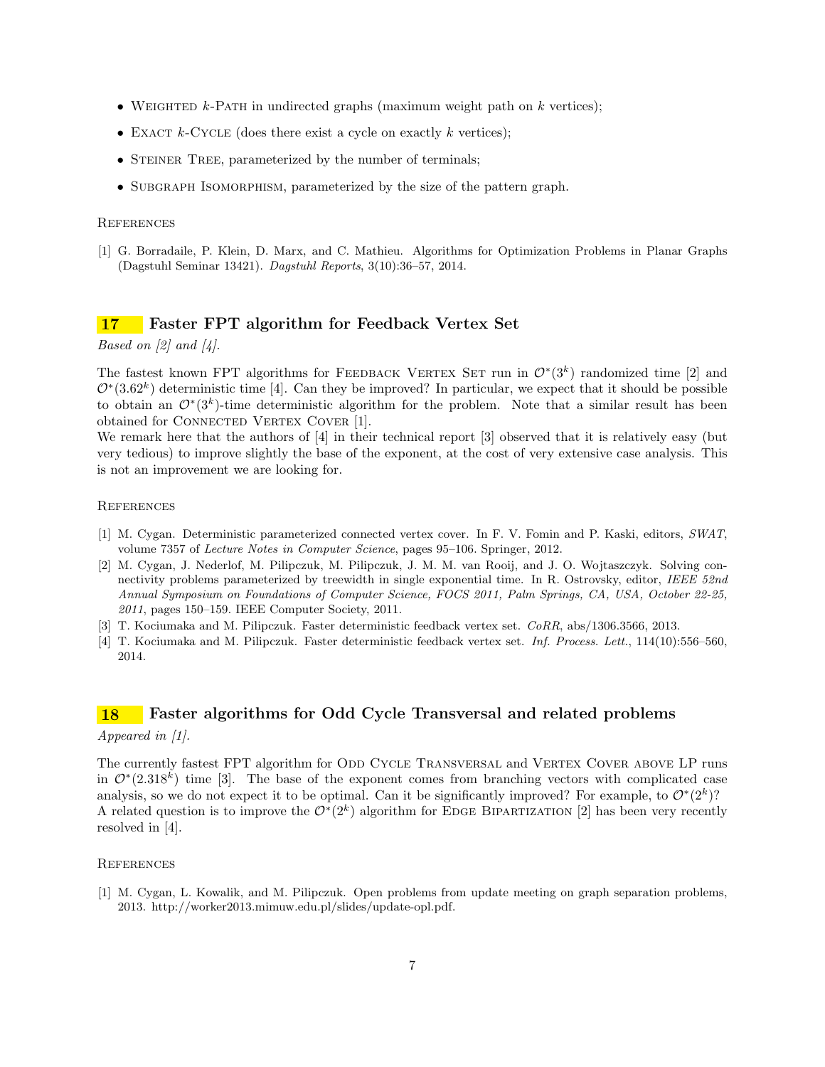- Weighted $k$-Path in undirected graphs (maximum weight path on $k$ vertices);
- Exact $k$-Cycle (does there exist a cycle on exactly $k$ vertices);
- Steiner Tree, parameterized by the number of terminals;
- Subgraph Isomorphism, parameterized by the size of the pattern graph.

### References

[1] G. Borradaile, P. Klein, D. Marx, and C. Mathieu. Algorithms for Optimization Problems in Planar Graphs (Dagstuhl Seminar 13421). *Dagstuhl Reports*, 3(10):36–57, 2014.

## 17 Faster FPT algorithm for Feedback Vertex Set

*Based on [2] and [4].*

The fastest known FPT algorithms for Feedback Vertex Set run in $\mathcal{O}^*(3^k)$ randomized time [2] and $\mathcal{O}^*(3.62^k)$ deterministic time [4]. Can they be improved? In particular, we expect that it should be possible to obtain an $\mathcal{O}^*(3^k)$-time deterministic algorithm for the problem. Note that a similar result has been obtained for Connected Vertex Cover [1].

We remark here that the authors of [4] in their technical report [3] observed that it is relatively easy (but very tedious) to improve slightly the base of the exponent, at the cost of very extensive case analysis. This is not an improvement we are looking for.

### References

[1] M. Cygan. Deterministic parameterized connected vertex cover. In F. V. Fomin and P. Kaski, editors, *SWAT*, volume 7357 of *Lecture Notes in Computer Science*, pages 95–106. Springer, 2012.

[2] M. Cygan, J. Nederlof, M. Pilipczuk, M. Pilipczuk, J. M. M. van Rooij, and J. O. Wojtaszczyk. Solving connectivity problems parameterized by treewidth in single exponential time. In R. Ostrovsky, editor, *IEEE 52nd Annual Symposium on Foundations of Computer Science, FOCS 2011, Palm Springs, CA, USA, October 22-25, 2011*, pages 150–159. IEEE Computer Society, 2011.

[3] T. Kociumaka and M. Pilipczuk. Faster deterministic feedback vertex set. *CoRR*, abs/1306.3566, 2013.

[4] T. Kociumaka and M. Pilipczuk. Faster deterministic feedback vertex set. *Inf. Process. Lett.*, 114(10):556–560, 2014.

## 18 Faster algorithms for Odd Cycle Transversal and related problems

*Appeared in [1].*

The currently fastest FPT algorithm for Odd Cycle Transversal and Vertex Cover above LP runs in $\mathcal{O}^*(2.318^k)$ time [3]. The base of the exponent comes from branching vectors with complicated case analysis, so we do not expect it to be optimal. Can it be significantly improved? For example, to $\mathcal{O}^*(2^k)$? A related question is to improve the $\mathcal{O}^*(2^k)$ algorithm for Edge Bipartization [2] has been very recently resolved in [4].

### References

[1] M. Cygan, L. Kowalik, and M. Pilipczuk. Open problems from update meeting on graph separation problems, 2013. http://worker2013.mimuw.edu.pl/slides/update-opl.pdf.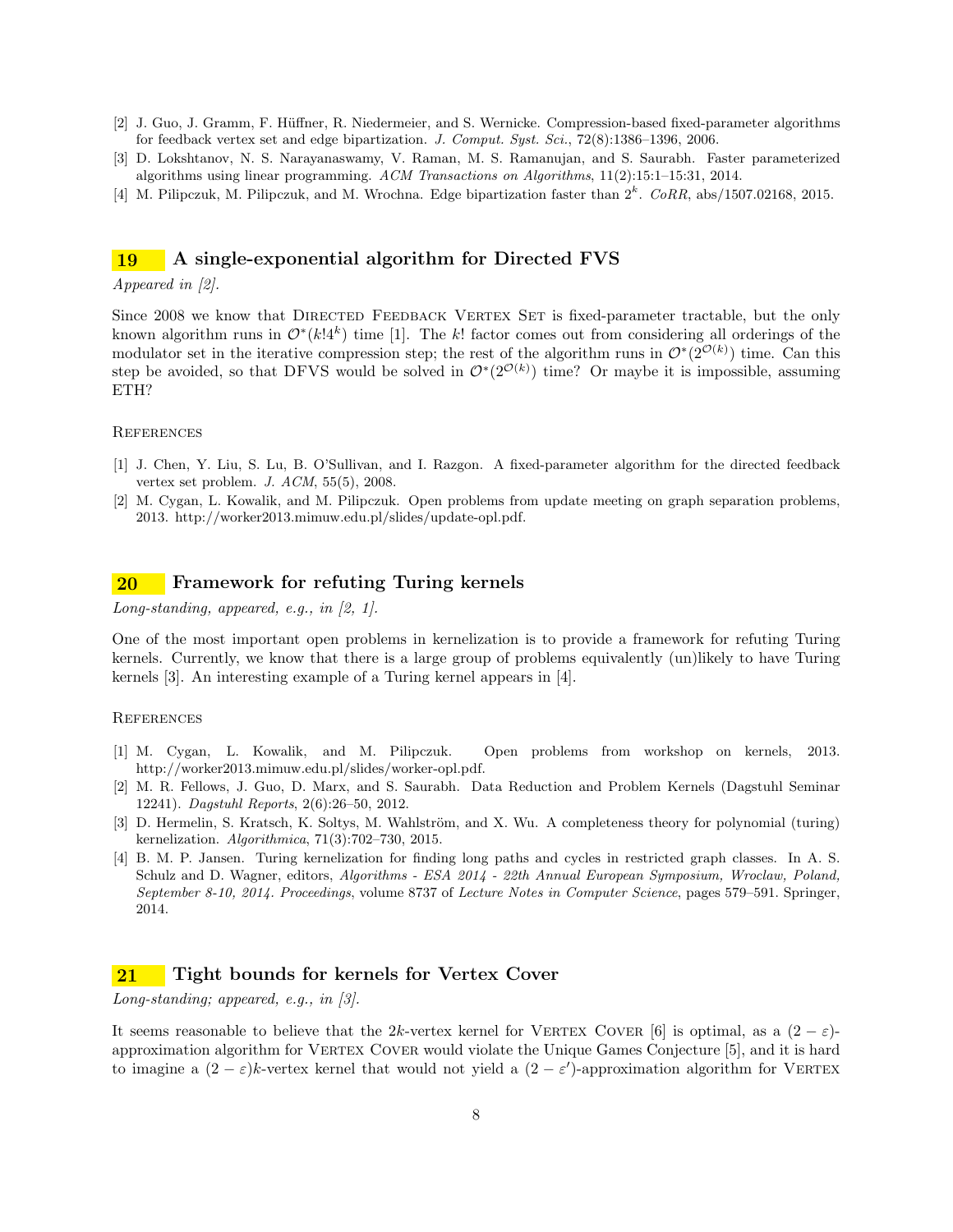[2] J. Guo, J. Gramm, F. Hüffner, R. Niedermeier, and S. Wernicke. Compression-based fixed-parameter algorithms for feedback vertex set and edge bipartization. *J. Comput. Syst. Sci.*, 72(8):1386–1396, 2006.

[3] D. Lokshtanov, N. S. Narayanaswamy, V. Raman, M. S. Ramanujan, and S. Saurabh. Faster parameterized algorithms using linear programming. *ACM Transactions on Algorithms*, 11(2):15:1–15:31, 2014.

[4] M. Pilipczuk, M. Pilipczuk, and M. Wrochna. Edge bipartization faster than $2^k$. *CoRR*, abs/1507.02168, 2015.

## 19 A single-exponential algorithm for Directed FVS

*Appeared in [2].*

Since 2008 we know that Directed Feedback Vertex Set is fixed-parameter tractable, but the only known algorithm runs in $\mathcal{O}^*(k!4^k)$ time [1]. The $k!$ factor comes out from considering all orderings of the modulator set in the iterative compression step; the rest of the algorithm runs in $\mathcal{O}^*(2^{\mathcal{O}(k)})$ time. Can this step be avoided, so that DFVS would be solved in $\mathcal{O}^*(2^{\mathcal{O}(k)})$ time? Or maybe it is impossible, assuming ETH?

### References

[1] J. Chen, Y. Liu, S. Lu, B. O'Sullivan, and I. Razgon. A fixed-parameter algorithm for the directed feedback vertex set problem. *J. ACM*, 55(5), 2008.

[2] M. Cygan, L. Kowalik, and M. Pilipczuk. Open problems from update meeting on graph separation problems, 2013. http://worker2013.mimuw.edu.pl/slides/update-opl.pdf.

## 20 Framework for refuting Turing kernels

*Long-standing, appeared, e.g., in [2, 1].*

One of the most important open problems in kernelization is to provide a framework for refuting Turing kernels. Currently, we know that there is a large group of problems equivalently (un)likely to have Turing kernels [3]. An interesting example of a Turing kernel appears in [4].

### References

[1] M. Cygan, L. Kowalik, and M. Pilipczuk. Open problems from workshop on kernels, 2013. http://worker2013.mimuw.edu.pl/slides/worker-opl.pdf.

[2] M. R. Fellows, J. Guo, D. Marx, and S. Saurabh. Data Reduction and Problem Kernels (Dagstuhl Seminar 12241). *Dagstuhl Reports*, 2(6):26–50, 2012.

[3] D. Hermelin, S. Kratsch, K. Soltys, M. Wahlström, and X. Wu. A completeness theory for polynomial (turing) kernelization. *Algorithmica*, 71(3):702–730, 2015.

[4] B. M. P. Jansen. Turing kernelization for finding long paths and cycles in restricted graph classes. In A. S. Schulz and D. Wagner, editors, *Algorithms - ESA 2014 - 22th Annual European Symposium, Wroclaw, Poland, September 8-10, 2014. Proceedings*, volume 8737 of *Lecture Notes in Computer Science*, pages 579–591. Springer, 2014.

## 21 Tight bounds for kernels for Vertex Cover

*Long-standing; appeared, e.g., in [3].*

It seems reasonable to believe that the $2k$-vertex kernel for Vertex Cover [6] is optimal, as a $(2-\varepsilon)$-approximation algorithm for Vertex Cover would violate the Unique Games Conjecture [5], and it is hard to imagine a $(2-\varepsilon)k$-vertex kernel that would not yield a $(2-\varepsilon')$-approximation algorithm for Vertex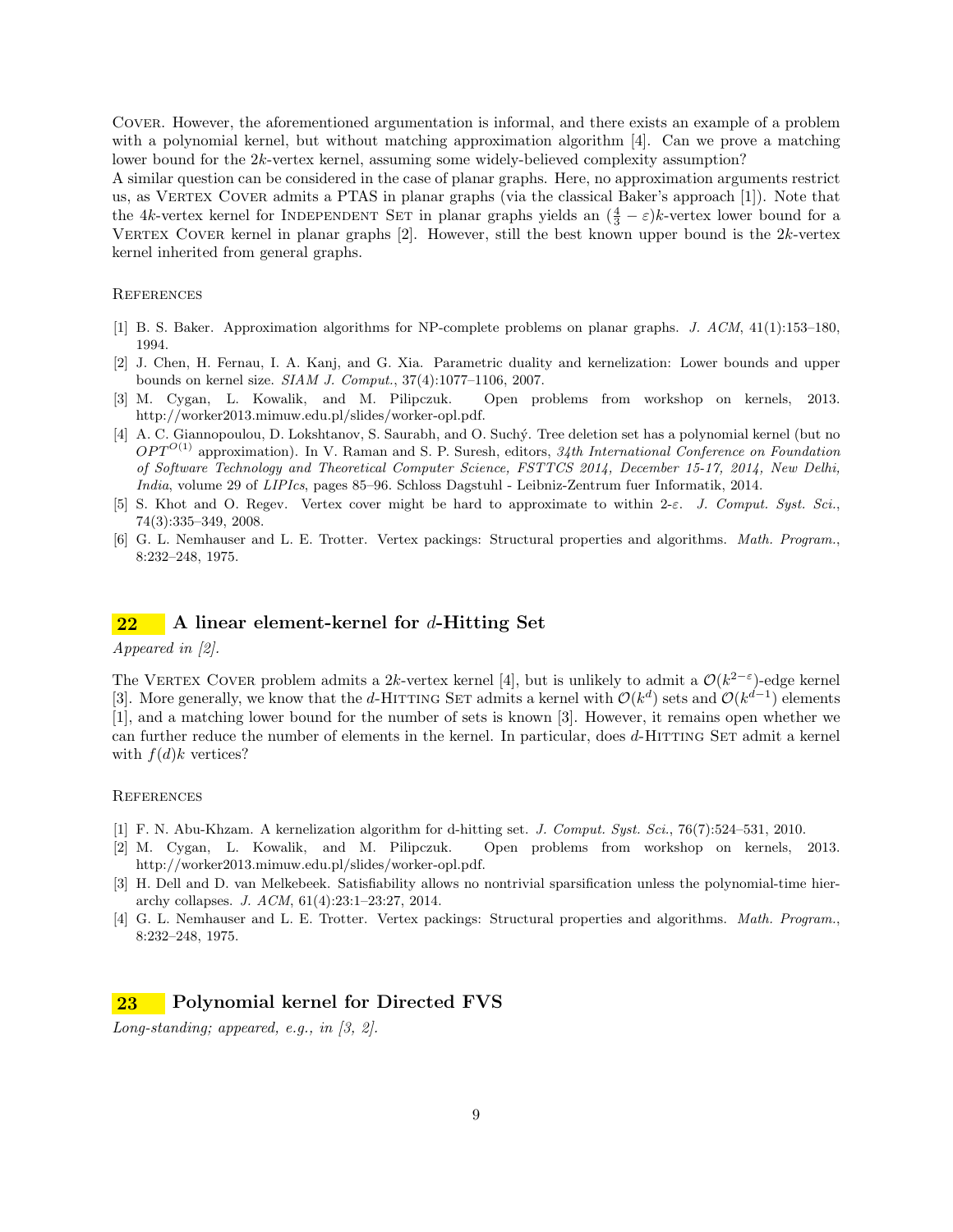Cover. However, the aforementioned argumentation is informal, and there exists an example of a problem with a polynomial kernel, but without matching approximation algorithm [4]. Can we prove a matching lower bound for the $2k$-vertex kernel, assuming some widely-believed complexity assumption?

A similar question can be considered in the case of planar graphs. Here, no approximation arguments restrict us, as Vertex Cover admits a PTAS in planar graphs (via the classical Baker's approach [1]). Note that the $4k$-vertex kernel for Independent Set in planar graphs yields an $(\frac{4}{3} - \varepsilon)k$-vertex lower bound for a Vertex Cover kernel in planar graphs [2]. However, still the best known upper bound is the $2k$-vertex kernel inherited from general graphs.

### References

- [1] B. S. Baker. Approximation algorithms for NP-complete problems on planar graphs. *J. ACM*, 41(1):153–180, 1994.
- [2] J. Chen, H. Fernau, I. A. Kanj, and G. Xia. Parametric duality and kernelization: Lower bounds and upper bounds on kernel size. *SIAM J. Comput.*, 37(4):1077–1106, 2007.
- [3] M. Cygan, L. Kowalik, and M. Pilipczuk. Open problems from workshop on kernels, 2013. http://worker2013.mimuw.edu.pl/slides/worker-opl.pdf.
- [4] A. C. Giannopoulou, D. Lokshtanov, S. Saurabh, and O. Suchý. Tree deletion set has a polynomial kernel (but no $OPT^{O(1)}$ approximation). In V. Raman and S. P. Suresh, editors, *34th International Conference on Foundation of Software Technology and Theoretical Computer Science, FSTTCS 2014, December 15-17, 2014, New Delhi, India*, volume 29 of *LIPIcs*, pages 85–96. Schloss Dagstuhl - Leibniz-Zentrum fuer Informatik, 2014.
- [5] S. Khot and O. Regev. Vertex cover might be hard to approximate to within 2-$\varepsilon$. *J. Comput. Syst. Sci.*, 74(3):335–349, 2008.
- [6] G. L. Nemhauser and L. E. Trotter. Vertex packings: Structural properties and algorithms. *Math. Program.*, 8:232–248, 1975.

## 22 A linear element-kernel for $d$-Hitting Set

*Appeared in [2].*

The Vertex Cover problem admits a $2k$-vertex kernel [4], but is unlikely to admit a $\mathcal{O}(k^{2-\varepsilon})$-edge kernel [3]. More generally, we know that the $d$-Hitting Set admits a kernel with $\mathcal{O}(k^d)$ sets and $\mathcal{O}(k^{d-1})$ elements [1], and a matching lower bound for the number of sets is known [3]. However, it remains open whether we can further reduce the number of elements in the kernel. In particular, does $d$-Hitting Set admit a kernel with $f(d)k$ vertices?

### References

- [1] F. N. Abu-Khzam. A kernelization algorithm for d-hitting set. *J. Comput. Syst. Sci.*, 76(7):524–531, 2010.
- [2] M. Cygan, L. Kowalik, and M. Pilipczuk. Open problems from workshop on kernels, 2013. http://worker2013.mimuw.edu.pl/slides/worker-opl.pdf.
- [3] H. Dell and D. van Melkebeek. Satisfiability allows no nontrivial sparsification unless the polynomial-time hierarchy collapses. *J. ACM*, 61(4):23:1–23:27, 2014.
- [4] G. L. Nemhauser and L. E. Trotter. Vertex packings: Structural properties and algorithms. *Math. Program.*, 8:232–248, 1975.

## 23 Polynomial kernel for Directed FVS

*Long-standing; appeared, e.g., in [3, 2].*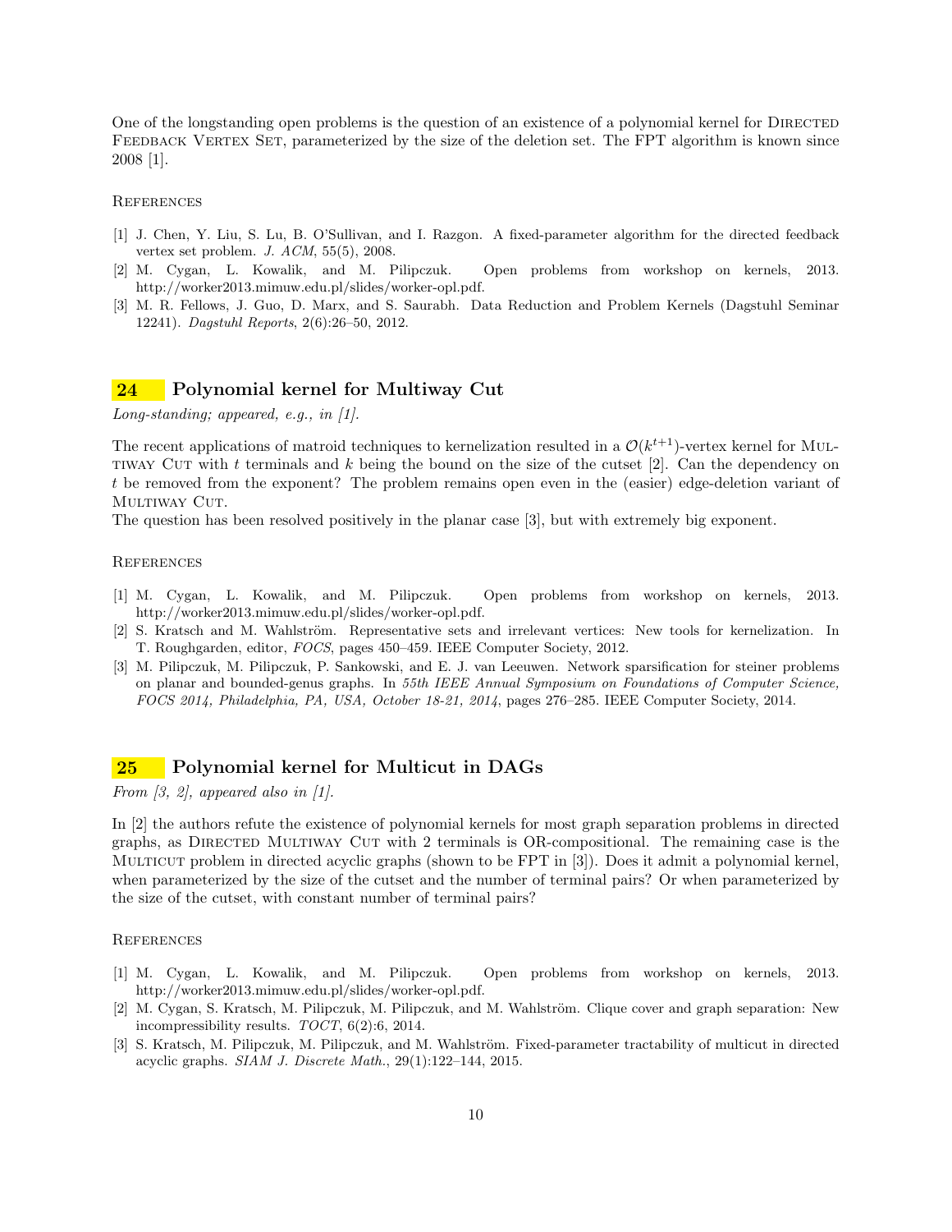One of the longstanding open problems is the question of an existence of a polynomial kernel for Directed Feedback Vertex Set, parameterized by the size of the deletion set. The FPT algorithm is known since 2008 [1].

#### References

[1] J. Chen, Y. Liu, S. Lu, B. O'Sullivan, and I. Razgon. A fixed-parameter algorithm for the directed feedback vertex set problem. *J. ACM*, 55(5), 2008.

[2] M. Cygan, L. Kowalik, and M. Pilipczuk. Open problems from workshop on kernels, 2013. http://worker2013.mimuw.edu.pl/slides/worker-opl.pdf.

[3] M. R. Fellows, J. Guo, D. Marx, and S. Saurabh. Data Reduction and Problem Kernels (Dagstuhl Seminar 12241). *Dagstuhl Reports*, 2(6):26–50, 2012.

## 24 Polynomial kernel for Multiway Cut

*Long-standing; appeared, e.g., in [1].*

The recent applications of matroid techniques to kernelization resulted in a $\mathcal{O}(k^{t+1})$-vertex kernel for Multiway Cut with $t$ terminals and $k$ being the bound on the size of the cutset [2]. Can the dependency on $t$ be removed from the exponent? The problem remains open even in the (easier) edge-deletion variant of Multiway Cut.

The question has been resolved positively in the planar case [3], but with extremely big exponent.

#### References

[1] M. Cygan, L. Kowalik, and M. Pilipczuk. Open problems from workshop on kernels, 2013. http://worker2013.mimuw.edu.pl/slides/worker-opl.pdf.

[2] S. Kratsch and M. Wahlström. Representative sets and irrelevant vertices: New tools for kernelization. In T. Roughgarden, editor, *FOCS*, pages 450–459. IEEE Computer Society, 2012.

[3] M. Pilipczuk, M. Pilipczuk, P. Sankowski, and E. J. van Leeuwen. Network sparsification for steiner problems on planar and bounded-genus graphs. In *55th IEEE Annual Symposium on Foundations of Computer Science, FOCS 2014, Philadelphia, PA, USA, October 18-21, 2014*, pages 276–285. IEEE Computer Society, 2014.

## 25 Polynomial kernel for Multicut in DAGs

*From [3, 2], appeared also in [1].*

In [2] the authors refute the existence of polynomial kernels for most graph separation problems in directed graphs, as Directed Multiway Cut with 2 terminals is OR-compositional. The remaining case is the Multicut problem in directed acyclic graphs (shown to be FPT in [3]). Does it admit a polynomial kernel, when parameterized by the size of the cutset and the number of terminal pairs? Or when parameterized by the size of the cutset, with constant number of terminal pairs?

#### References

[1] M. Cygan, L. Kowalik, and M. Pilipczuk. Open problems from workshop on kernels, 2013. http://worker2013.mimuw.edu.pl/slides/worker-opl.pdf.

[2] M. Cygan, S. Kratsch, M. Pilipczuk, M. Pilipczuk, and M. Wahlström. Clique cover and graph separation: New incompressibility results. *TOCT*, 6(2):6, 2014.

[3] S. Kratsch, M. Pilipczuk, M. Pilipczuk, and M. Wahlström. Fixed-parameter tractability of multicut in directed acyclic graphs. *SIAM J. Discrete Math.*, 29(1):122–144, 2015.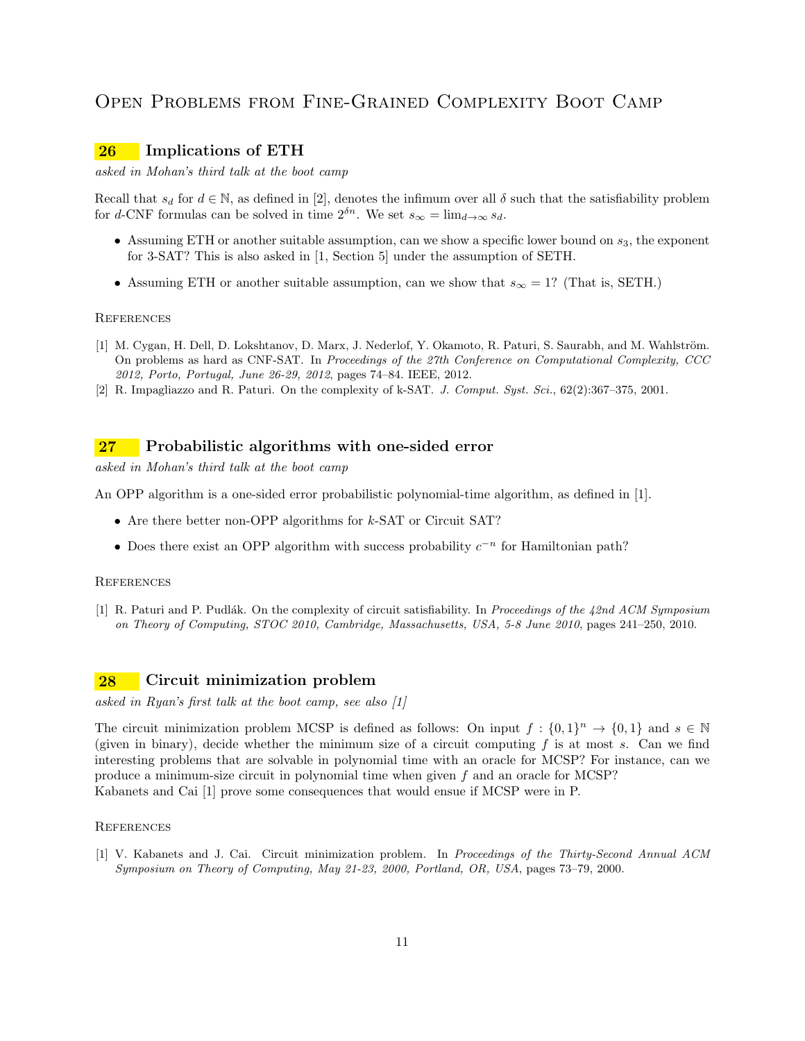# Open Problems from Fine-Grained Complexity Boot Camp

## 26 Implications of ETH

*asked in Mohan's third talk at the boot camp*

Recall that $s_d$ for $d \in \mathbb{N}$, as defined in [2], denotes the infimum over all $\delta$ such that the satisfiability problem for $d$-CNF formulas can be solved in time $2^{\delta n}$. We set $s_\infty = \lim_{d\to\infty} s_d$.

- Assuming ETH or another suitable assumption, can we show a specific lower bound on $s_3$, the exponent for 3-SAT? This is also asked in [1, Section 5] under the assumption of SETH.
- Assuming ETH or another suitable assumption, can we show that $s_\infty = 1$? (That is, SETH.)

### References

[1] M. Cygan, H. Dell, D. Lokshtanov, D. Marx, J. Nederlof, Y. Okamoto, R. Paturi, S. Saurabh, and M. Wahlström. On problems as hard as CNF-SAT. In *Proceedings of the 27th Conference on Computational Complexity, CCC 2012, Porto, Portugal, June 26-29, 2012*, pages 74–84. IEEE, 2012.

[2] R. Impagliazzo and R. Paturi. On the complexity of k-SAT. *J. Comput. Syst. Sci.*, 62(2):367–375, 2001.

## 27 Probabilistic algorithms with one-sided error

*asked in Mohan's third talk at the boot camp*

An OPP algorithm is a one-sided error probabilistic polynomial-time algorithm, as defined in [1].

- Are there better non-OPP algorithms for $k$-SAT or Circuit SAT?
- Does there exist an OPP algorithm with success probability $c^{-n}$ for Hamiltonian path?

### References

[1] R. Paturi and P. Pudlák. On the complexity of circuit satisfiability. In *Proceedings of the 42nd ACM Symposium on Theory of Computing, STOC 2010, Cambridge, Massachusetts, USA, 5-8 June 2010*, pages 241–250, 2010.

## 28 Circuit minimization problem

*asked in Ryan's first talk at the boot camp, see also [1]*

The circuit minimization problem MCSP is defined as follows: On input $f : \{0,1\}^n \to \{0,1\}$ and $s \in \mathbb{N}$ (given in binary), decide whether the minimum size of a circuit computing $f$ is at most $s$. Can we find interesting problems that are solvable in polynomial time with an oracle for MCSP? For instance, can we produce a minimum-size circuit in polynomial time when given $f$ and an oracle for MCSP?
Kabanets and Cai [1] prove some consequences that would ensue if MCSP were in P.

### References

[1] V. Kabanets and J. Cai. Circuit minimization problem. In *Proceedings of the Thirty-Second Annual ACM Symposium on Theory of Computing, May 21-23, 2000, Portland, OR, USA*, pages 73–79, 2000.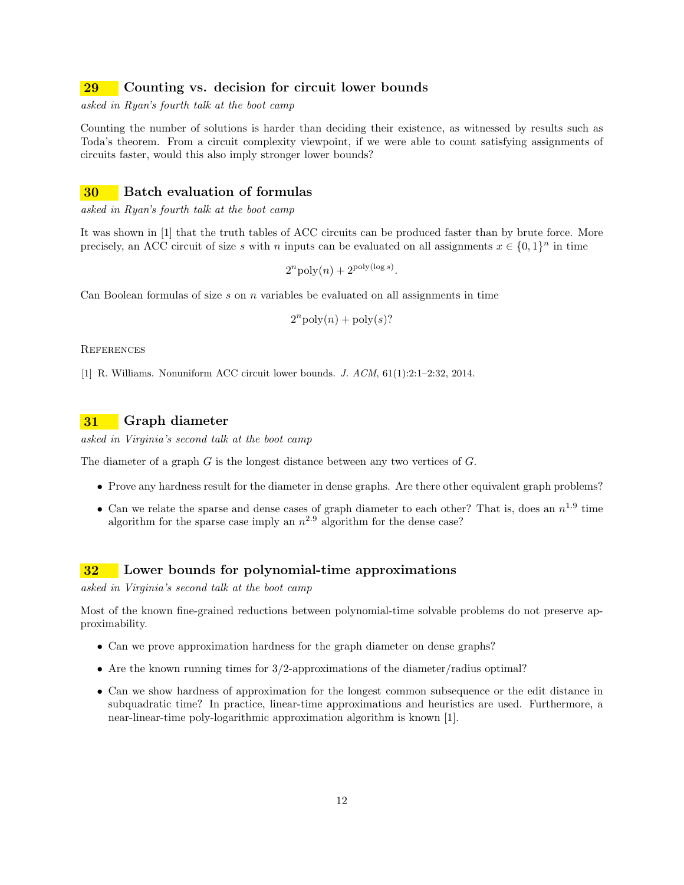## 29 Counting vs. decision for circuit lower bounds

*asked in Ryan's fourth talk at the boot camp*

Counting the number of solutions is harder than deciding their existence, as witnessed by results such as Toda's theorem. From a circuit complexity viewpoint, if we were able to count satisfying assignments of circuits faster, would this also imply stronger lower bounds?

## 30 Batch evaluation of formulas

*asked in Ryan's fourth talk at the boot camp*

It was shown in [1] that the truth tables of ACC circuits can be produced faster than by brute force. More precisely, an ACC circuit of size $s$ with $n$ inputs can be evaluated on all assignments $x \in \{0,1\}^n$ in time

$$2^n \mathrm{poly}(n) + 2^{\mathrm{poly}(\log s)}.$$

Can Boolean formulas of size $s$ on $n$ variables be evaluated on all assignments in time

$$2^n \mathrm{poly}(n) + \mathrm{poly}(s)?$$

References

[1] R. Williams. Nonuniform ACC circuit lower bounds. *J. ACM*, 61(1):2:1–2:32, 2014.

## 31 Graph diameter

*asked in Virginia's second talk at the boot camp*

The diameter of a graph $G$ is the longest distance between any two vertices of $G$.

- Prove any hardness result for the diameter in dense graphs. Are there other equivalent graph problems?
- Can we relate the sparse and dense cases of graph diameter to each other? That is, does an $n^{1.9}$ time algorithm for the sparse case imply an $n^{2.9}$ algorithm for the dense case?

## 32 Lower bounds for polynomial-time approximations

*asked in Virginia's second talk at the boot camp*

Most of the known fine-grained reductions between polynomial-time solvable problems do not preserve approximability.

- Can we prove approximation hardness for the graph diameter on dense graphs?
- Are the known running times for 3/2-approximations of the diameter/radius optimal?
- Can we show hardness of approximation for the longest common subsequence or the edit distance in subquadratic time? In practice, linear-time approximations and heuristics are used. Furthermore, a near-linear-time poly-logarithmic approximation algorithm is known [1].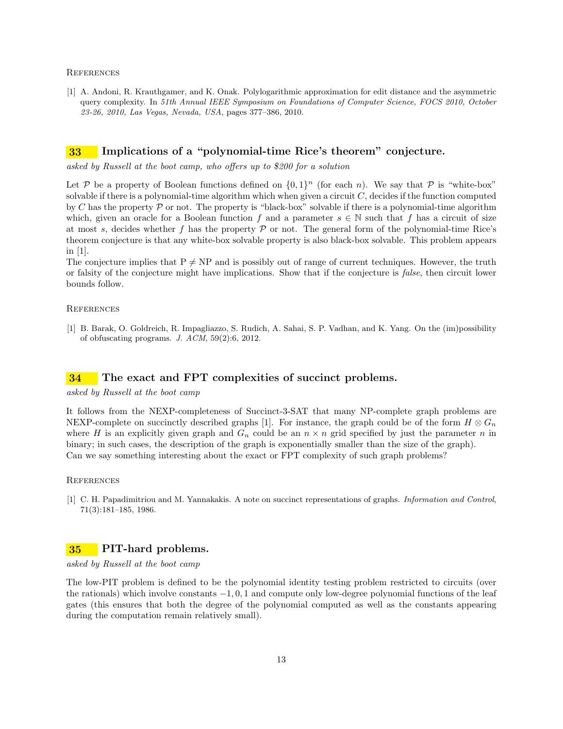### References

[1] A. Andoni, R. Krauthgamer, and K. Onak. Polylogarithmic approximation for edit distance and the asymmetric query complexity. In *51th Annual IEEE Symposium on Foundations of Computer Science, FOCS 2010, October 23-26, 2010, Las Vegas, Nevada, USA*, pages 377–386, 2010.

## 33 Implications of a "polynomial-time Rice's theorem" conjecture.

*asked by Russell at the boot camp, who offers up to \$200 for a solution*

Let $\mathcal{P}$ be a property of Boolean functions defined on $\{0,1\}^n$ (for each $n$). We say that $\mathcal{P}$ is "white-box" solvable if there is a polynomial-time algorithm which when given a circuit $C$, decides if the function computed by $C$ has the property $\mathcal{P}$ or not. The property is "black-box" solvable if there is a polynomial-time algorithm which, given an oracle for a Boolean function $f$ and a parameter $s \in \mathbb{N}$ such that $f$ has a circuit of size at most $s$, decides whether $f$ has the property $\mathcal{P}$ or not. The general form of the polynomial-time Rice's theorem conjecture is that any white-box solvable property is also black-box solvable. This problem appears in [1].

The conjecture implies that $\mathrm{P} \neq \mathrm{NP}$ and is possibly out of range of current techniques. However, the truth or falsity of the conjecture might have implications. Show that if the conjecture is *false*, then circuit lower bounds follow.

### References

[1] B. Barak, O. Goldreich, R. Impagliazzo, S. Rudich, A. Sahai, S. P. Vadhan, and K. Yang. On the (im)possibility of obfuscating programs. *J. ACM*, 59(2):6, 2012.

## 34 The exact and FPT complexities of succinct problems.

*asked by Russell at the boot camp*

It follows from the NEXP-completeness of Succinct-3-SAT that many NP-complete graph problems are NEXP-complete on succinctly described graphs [1]. For instance, the graph could be of the form $H \otimes G_n$ where $H$ is an explicitly given graph and $G_n$ could be an $n \times n$ grid specified by just the parameter $n$ in binary; in such cases, the description of the graph is exponentially smaller than the size of the graph).

Can we say something interesting about the exact or FPT complexity of such graph problems?

### References

[1] C. H. Papadimitriou and M. Yannakakis. A note on succinct representations of graphs. *Information and Control*, 71(3):181–185, 1986.

## 35 PIT-hard problems.

*asked by Russell at the boot camp*

The low-PIT problem is defined to be the polynomial identity testing problem restricted to circuits (over the rationals) which involve constants $-1, 0, 1$ and compute only low-degree polynomial functions of the leaf gates (this ensures that both the degree of the polynomial computed as well as the constants appearing during the computation remain relatively small).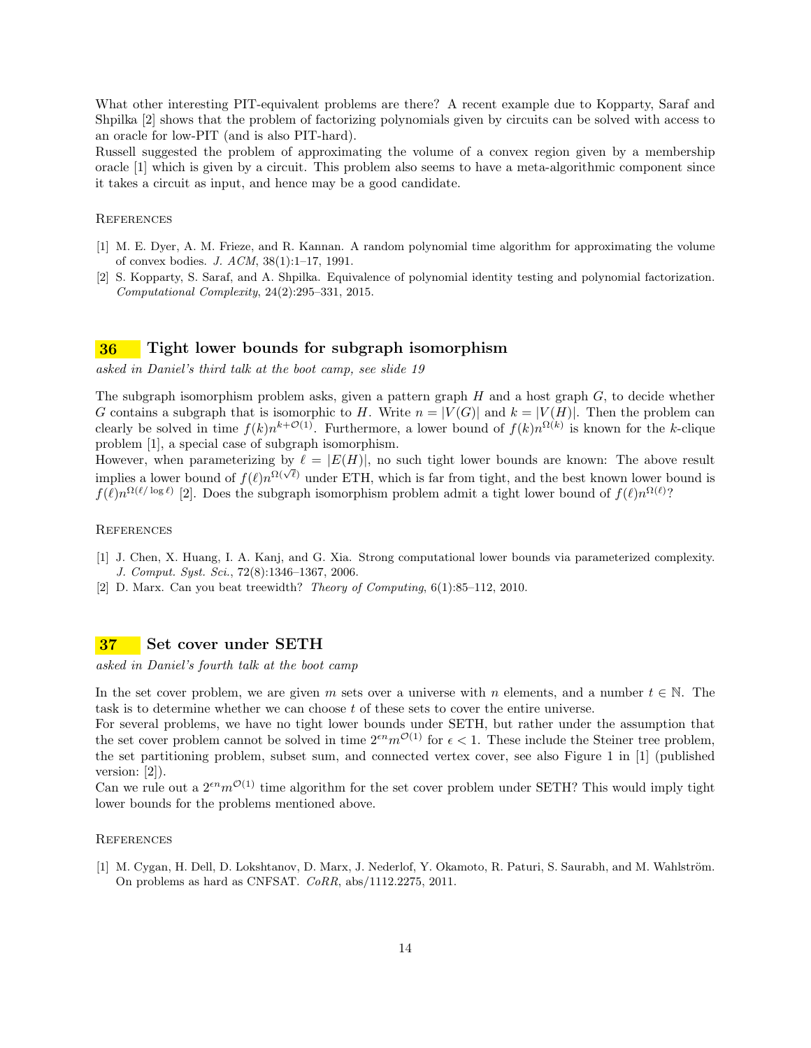What other interesting PIT-equivalent problems are there? A recent example due to Kopparty, Saraf and Shpilka [2] shows that the problem of factorizing polynomials given by circuits can be solved with access to an oracle for low-PIT (and is also PIT-hard).
Russell suggested the problem of approximating the volume of a convex region given by a membership oracle [1] which is given by a circuit. This problem also seems to have a meta-algorithmic component since it takes a circuit as input, and hence may be a good candidate.

### References

[1] M. E. Dyer, A. M. Frieze, and R. Kannan. A random polynomial time algorithm for approximating the volume of convex bodies. *J. ACM*, 38(1):1–17, 1991.

[2] S. Kopparty, S. Saraf, and A. Shpilka. Equivalence of polynomial identity testing and polynomial factorization. *Computational Complexity*, 24(2):295–331, 2015.

## 36 Tight lower bounds for subgraph isomorphism

*asked in Daniel's third talk at the boot camp, see slide 19*

The subgraph isomorphism problem asks, given a pattern graph $H$ and a host graph $G$, to decide whether $G$ contains a subgraph that is isomorphic to $H$. Write $n = |V(G)|$ and $k = |V(H)|$. Then the problem can clearly be solved in time $f(k)n^{k+\mathcal{O}(1)}$. Furthermore, a lower bound of $f(k)n^{\Omega(k)}$ is known for the $k$-clique problem [1], a special case of subgraph isomorphism.
However, when parameterizing by $\ell = |E(H)|$, no such tight lower bounds are known: The above result implies a lower bound of $f(\ell)n^{\Omega(\sqrt{\ell})}$ under ETH, which is far from tight, and the best known lower bound is $f(\ell)n^{\Omega(\ell/\log \ell)}$ [2]. Does the subgraph isomorphism problem admit a tight lower bound of $f(\ell)n^{\Omega(\ell)}$?

### References

[1] J. Chen, X. Huang, I. A. Kanj, and G. Xia. Strong computational lower bounds via parameterized complexity. *J. Comput. Syst. Sci.*, 72(8):1346–1367, 2006.

[2] D. Marx. Can you beat treewidth? *Theory of Computing*, 6(1):85–112, 2010.

## 37 Set cover under SETH

*asked in Daniel's fourth talk at the boot camp*

In the set cover problem, we are given $m$ sets over a universe with $n$ elements, and a number $t \in \mathbb{N}$. The task is to determine whether we can choose $t$ of these sets to cover the entire universe.
For several problems, we have no tight lower bounds under SETH, but rather under the assumption that the set cover problem cannot be solved in time $2^{\epsilon n}m^{\mathcal{O}(1)}$ for $\epsilon < 1$. These include the Steiner tree problem, the set partitioning problem, subset sum, and connected vertex cover, see also Figure 1 in [1] (published version: [2]).
Can we rule out a $2^{\epsilon n}m^{\mathcal{O}(1)}$ time algorithm for the set cover problem under SETH? This would imply tight lower bounds for the problems mentioned above.

### References

[1] M. Cygan, H. Dell, D. Lokshtanov, D. Marx, J. Nederlof, Y. Okamoto, R. Paturi, S. Saurabh, and M. Wahlström. On problems as hard as CNFSAT. *CoRR*, abs/1112.2275, 2011.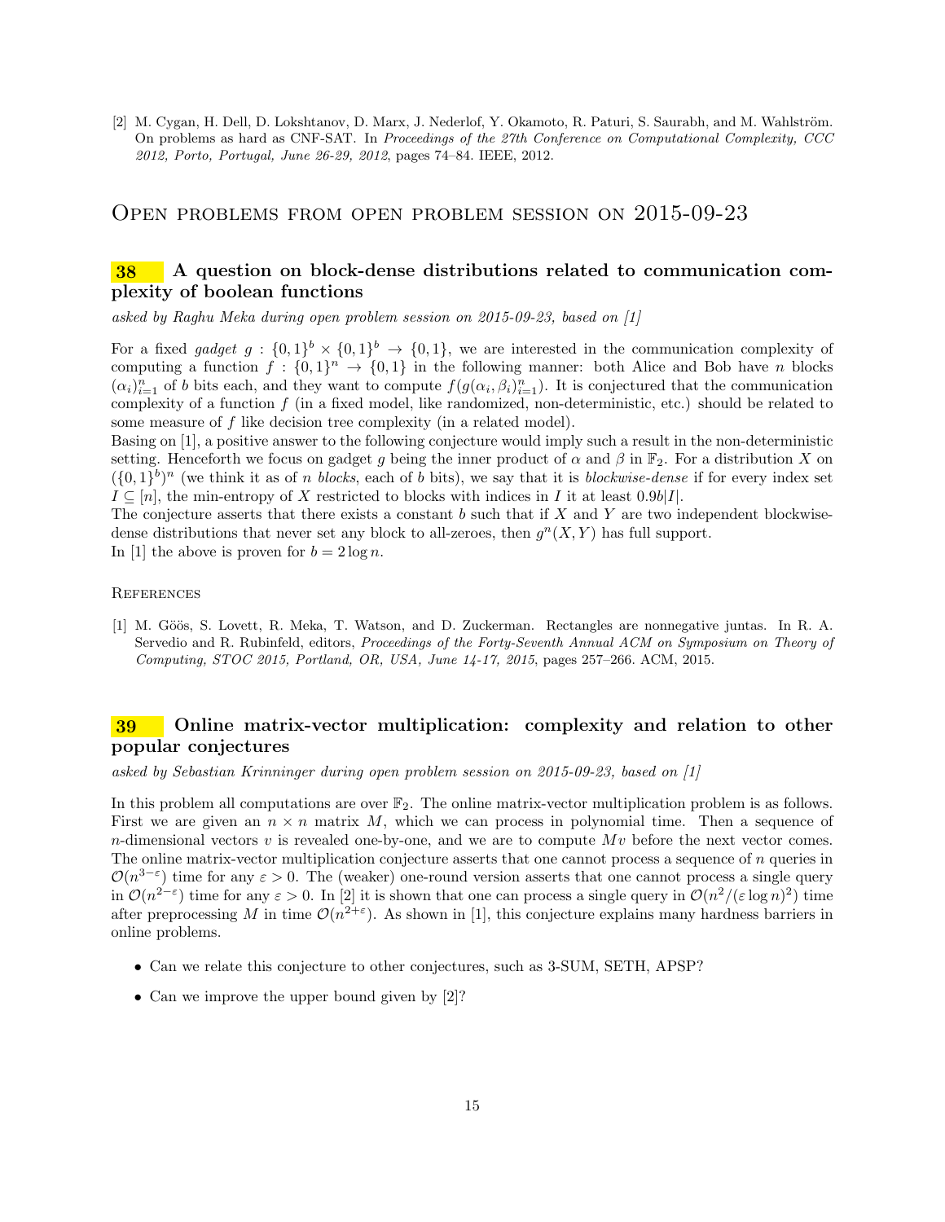[2] M. Cygan, H. Dell, D. Lokshtanov, D. Marx, J. Nederlof, Y. Okamoto, R. Paturi, S. Saurabh, and M. Wahlström. On problems as hard as CNF-SAT. In *Proceedings of the 27th Conference on Computational Complexity, CCC 2012, Porto, Portugal, June 26-29, 2012*, pages 74–84. IEEE, 2012.

# Open problems from open problem session on 2015-09-23

## 38 A question on block-dense distributions related to communication complexity of boolean functions

*asked by Raghu Meka during open problem session on 2015-09-23, based on [1]*

For a fixed *gadget* $g : \{0,1\}^b \times \{0,1\}^b \to \{0,1\}$, we are interested in the communication complexity of computing a function $f : \{0,1\}^n \to \{0,1\}$ in the following manner: both Alice and Bob have $n$ blocks $(\alpha_i)_{i=1}^n$ of $b$ bits each, and they want to compute $f(g(\alpha_i, \beta_i)_{i=1}^n)$. It is conjectured that the communication complexity of a function $f$ (in a fixed model, like randomized, non-deterministic, etc.) should be related to some measure of $f$ like decision tree complexity (in a related model).

Basing on [1], a positive answer to the following conjecture would imply such a result in the non-deterministic setting. Henceforth we focus on gadget $g$ being the inner product of $\alpha$ and $\beta$ in $\mathbb{F}_2$. For a distribution $X$ on $(\{0,1\}^b)^n$ (we think it as of $n$ *blocks*, each of $b$ bits), we say that it is *blockwise-dense* if for every index set $I \subseteq [n]$, the min-entropy of $X$ restricted to blocks with indices in $I$ it at least $0.9b|I|$.

The conjecture asserts that there exists a constant $b$ such that if $X$ and $Y$ are two independent blockwise-dense distributions that never set any block to all-zeroes, then $g^n(X,Y)$ has full support.

In [1] the above is proven for $b = 2\log n$.

### References

[1] M. Göös, S. Lovett, R. Meka, T. Watson, and D. Zuckerman. Rectangles are nonnegative juntas. In R. A. Servedio and R. Rubinfeld, editors, *Proceedings of the Forty-Seventh Annual ACM on Symposium on Theory of Computing, STOC 2015, Portland, OR, USA, June 14-17, 2015*, pages 257–266. ACM, 2015.

## 39 Online matrix-vector multiplication: complexity and relation to other popular conjectures

*asked by Sebastian Krinninger during open problem session on 2015-09-23, based on [1]*

In this problem all computations are over $\mathbb{F}_2$. The online matrix-vector multiplication problem is as follows. First we are given an $n \times n$ matrix $M$, which we can process in polynomial time. Then a sequence of $n$-dimensional vectors $v$ is revealed one-by-one, and we are to compute $Mv$ before the next vector comes. The online matrix-vector multiplication conjecture asserts that one cannot process a sequence of $n$ queries in $\mathcal{O}(n^{3-\varepsilon})$ time for any $\varepsilon > 0$. The (weaker) one-round version asserts that one cannot process a single query in $\mathcal{O}(n^{2-\varepsilon})$ time for any $\varepsilon > 0$. In [2] it is shown that one can process a single query in $\mathcal{O}(n^2/(\varepsilon \log n)^2)$ time after preprocessing $M$ in time $\mathcal{O}(n^{2+\varepsilon})$. As shown in [1], this conjecture explains many hardness barriers in online problems.

- Can we relate this conjecture to other conjectures, such as 3-SUM, SETH, APSP?
- Can we improve the upper bound given by [2]?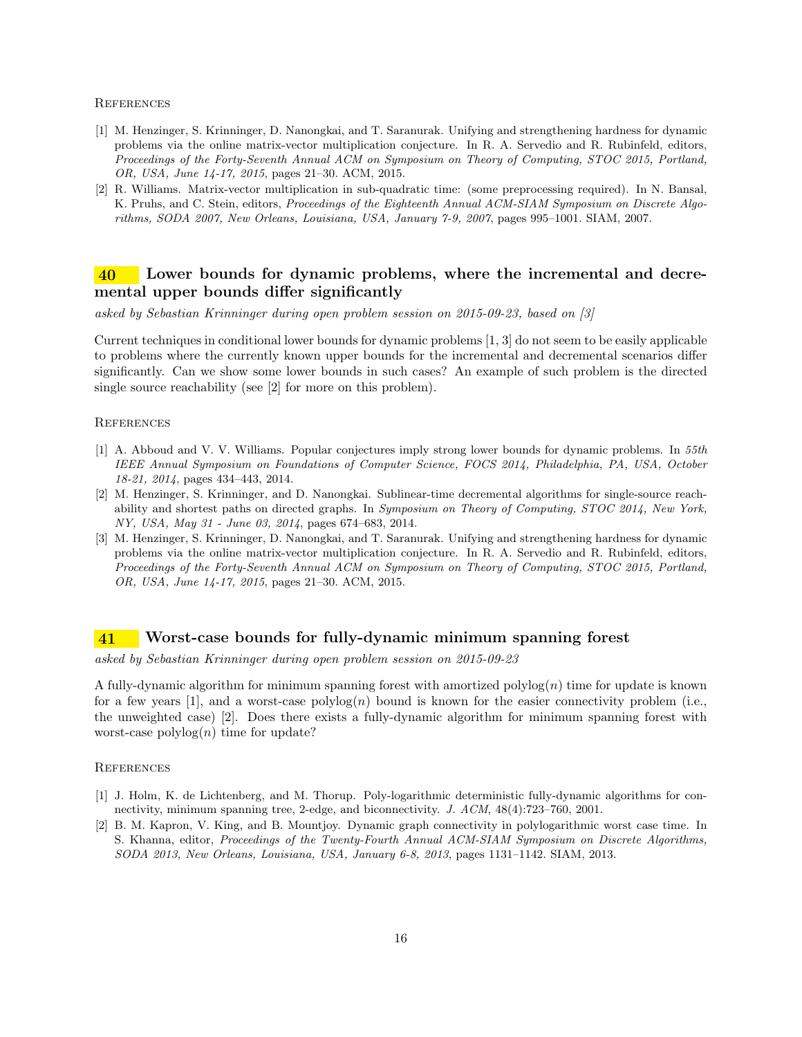#### References

[1] M. Henzinger, S. Krinninger, D. Nanongkai, and T. Saranurak. Unifying and strengthening hardness for dynamic problems via the online matrix-vector multiplication conjecture. In R. A. Servedio and R. Rubinfeld, editors, *Proceedings of the Forty-Seventh Annual ACM on Symposium on Theory of Computing, STOC 2015, Portland, OR, USA, June 14-17, 2015*, pages 21–30. ACM, 2015.

[2] R. Williams. Matrix-vector multiplication in sub-quadratic time: (some preprocessing required). In N. Bansal, K. Pruhs, and C. Stein, editors, *Proceedings of the Eighteenth Annual ACM-SIAM Symposium on Discrete Algorithms, SODA 2007, New Orleans, Louisiana, USA, January 7-9, 2007*, pages 995–1001. SIAM, 2007.

## 40 Lower bounds for dynamic problems, where the incremental and decremental upper bounds differ significantly

*asked by Sebastian Krinninger during open problem session on 2015-09-23, based on [3]*

Current techniques in conditional lower bounds for dynamic problems [1, 3] do not seem to be easily applicable to problems where the currently known upper bounds for the incremental and decremental scenarios differ significantly. Can we show some lower bounds in such cases? An example of such problem is the directed single source reachability (see [2] for more on this problem).

#### References

[1] A. Abboud and V. V. Williams. Popular conjectures imply strong lower bounds for dynamic problems. In *55th IEEE Annual Symposium on Foundations of Computer Science, FOCS 2014, Philadelphia, PA, USA, October 18-21, 2014*, pages 434–443, 2014.

[2] M. Henzinger, S. Krinninger, and D. Nanongkai. Sublinear-time decremental algorithms for single-source reachability and shortest paths on directed graphs. In *Symposium on Theory of Computing, STOC 2014, New York, NY, USA, May 31 - June 03, 2014*, pages 674–683, 2014.

[3] M. Henzinger, S. Krinninger, D. Nanongkai, and T. Saranurak. Unifying and strengthening hardness for dynamic problems via the online matrix-vector multiplication conjecture. In R. A. Servedio and R. Rubinfeld, editors, *Proceedings of the Forty-Seventh Annual ACM on Symposium on Theory of Computing, STOC 2015, Portland, OR, USA, June 14-17, 2015*, pages 21–30. ACM, 2015.

## 41 Worst-case bounds for fully-dynamic minimum spanning forest

*asked by Sebastian Krinninger during open problem session on 2015-09-23*

A fully-dynamic algorithm for minimum spanning forest with amortized $\mathrm{polylog}(n)$ time for update is known for a few years [1], and a worst-case $\mathrm{polylog}(n)$ bound is known for the easier connectivity problem (i.e., the unweighted case) [2]. Does there exists a fully-dynamic algorithm for minimum spanning forest with worst-case $\mathrm{polylog}(n)$ time for update?

#### References

[1] J. Holm, K. de Lichtenberg, and M. Thorup. Poly-logarithmic deterministic fully-dynamic algorithms for connectivity, minimum spanning tree, 2-edge, and biconnectivity. *J. ACM*, 48(4):723–760, 2001.

[2] B. M. Kapron, V. King, and B. Mountjoy. Dynamic graph connectivity in polylogarithmic worst case time. In S. Khanna, editor, *Proceedings of the Twenty-Fourth Annual ACM-SIAM Symposium on Discrete Algorithms, SODA 2013, New Orleans, Louisiana, USA, January 6-8, 2013*, pages 1131–1142. SIAM, 2013.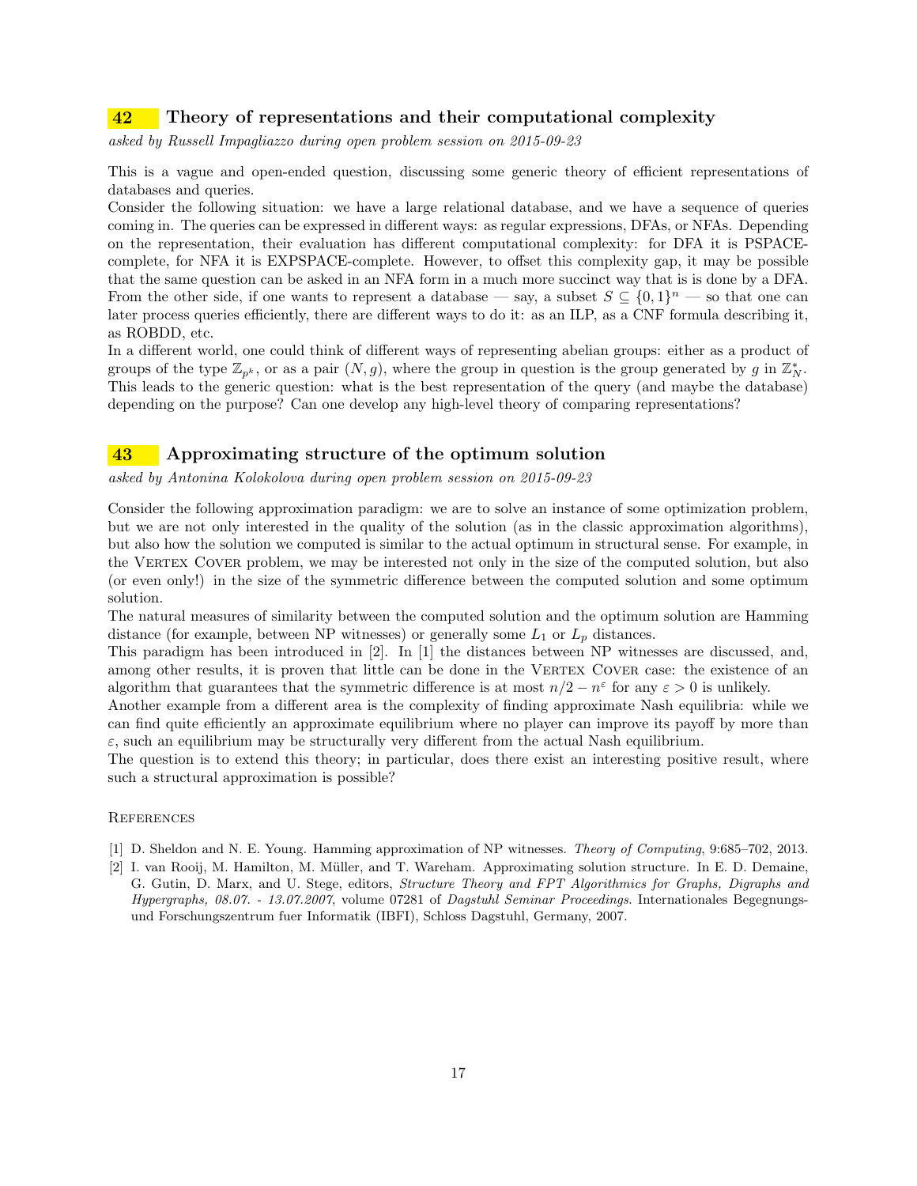## 42 Theory of representations and their computational complexity

*asked by Russell Impagliazzo during open problem session on 2015-09-23*

This is a vague and open-ended question, discussing some generic theory of efficient representations of databases and queries.

Consider the following situation: we have a large relational database, and we have a sequence of queries coming in. The queries can be expressed in different ways: as regular expressions, DFAs, or NFAs. Depending on the representation, their evaluation has different computational complexity: for DFA it is PSPACE-complete, for NFA it is EXPSPACE-complete. However, to offset this complexity gap, it may be possible that the same question can be asked in an NFA form in a much more succinct way that is is done by a DFA. From the other side, if one wants to represent a database — say, a subset $S \subseteq \{0,1\}^n$ — so that one can later process queries efficiently, there are different ways to do it: as an ILP, as a CNF formula describing it, as ROBDD, etc.

In a different world, one could think of different ways of representing abelian groups: either as a product of groups of the type $\mathbb{Z}_{p^k}$, or as a pair $(N, g)$, where the group in question is the group generated by $g$ in $\mathbb{Z}_N^*$. This leads to the generic question: what is the best representation of the query (and maybe the database) depending on the purpose? Can one develop any high-level theory of comparing representations?

## 43 Approximating structure of the optimum solution

*asked by Antonina Kolokolova during open problem session on 2015-09-23*

Consider the following approximation paradigm: we are to solve an instance of some optimization problem, but we are not only interested in the quality of the solution (as in the classic approximation algorithms), but also how the solution we computed is similar to the actual optimum in structural sense. For example, in the Vertex Cover problem, we may be interested not only in the size of the computed solution, but also (or even only!) in the size of the symmetric difference between the computed solution and some optimum solution.

The natural measures of similarity between the computed solution and the optimum solution are Hamming distance (for example, between NP witnesses) or generally some $L_1$ or $L_p$ distances.

This paradigm has been introduced in [2]. In [1] the distances between NP witnesses are discussed, and, among other results, it is proven that little can be done in the Vertex Cover case: the existence of an algorithm that guarantees that the symmetric difference is at most $n/2 - n^{\varepsilon}$ for any $\varepsilon > 0$ is unlikely.

Another example from a different area is the complexity of finding approximate Nash equilibria: while we can find quite efficiently an approximate equilibrium where no player can improve its payoff by more than $\varepsilon$, such an equilibrium may be structurally very different from the actual Nash equilibrium.

The question is to extend this theory; in particular, does there exist an interesting positive result, where such a structural approximation is possible?

### References

[1] D. Sheldon and N. E. Young. Hamming approximation of NP witnesses. *Theory of Computing*, 9:685–702, 2013.

[2] I. van Rooij, M. Hamilton, M. Müller, and T. Wareham. Approximating solution structure. In E. D. Demaine, G. Gutin, D. Marx, and U. Stege, editors, *Structure Theory and FPT Algorithmics for Graphs, Digraphs and Hypergraphs, 08.07. - 13.07.2007*, volume 07281 of *Dagstuhl Seminar Proceedings*. Internationales Begegnungs- und Forschungszentrum fuer Informatik (IBFI), Schloss Dagstuhl, Germany, 2007.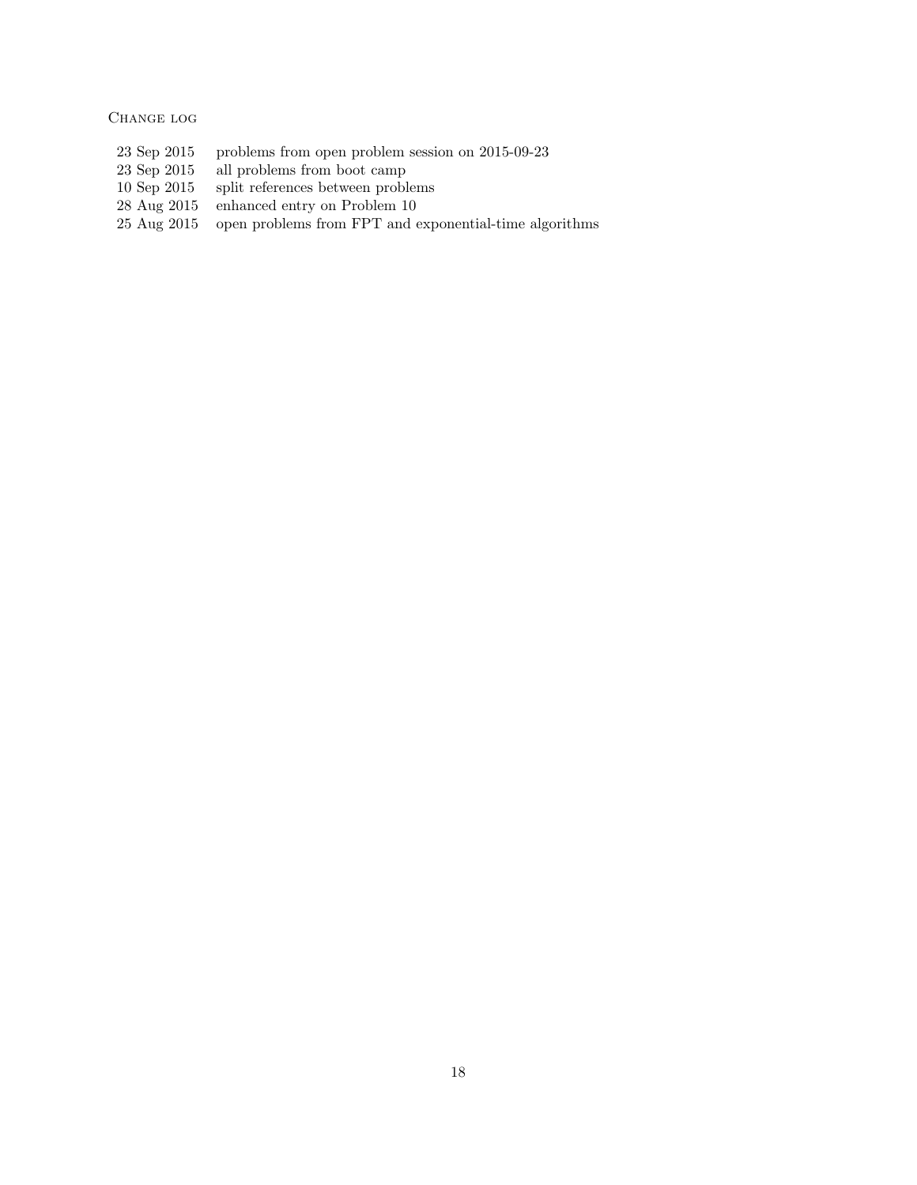Change log

| | |
|---|---|
| 23 Sep 2015 | problems from open problem session on 2015-09-23 |
| 23 Sep 2015 | all problems from boot camp |
| 10 Sep 2015 | split references between problems |
| 28 Aug 2015 | enhanced entry on Problem 10 |
| 25 Aug 2015 | open problems from FPT and exponential-time algorithms |